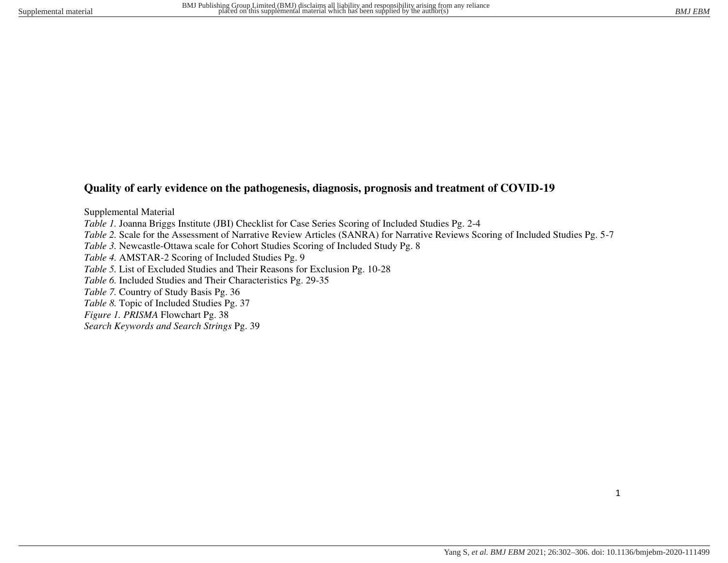## Quality of early evidence on the pathogenesis, diagnosis, prognosis and treatment of COVID-19

Supplemental Material

*Table 1.* Joanna Briggs Institute (JBI) Checklist for Case Series Scoring of Included Studies Pg. 2-4
*Table 2.* Scale for the Assessment of Narrative Review Articles (SANRA) for Narrative Reviews Scoring of Included Studies Pg. 5-7
*Table 3.* Newcastle-Ottawa scale for Cohort Studies Scoring of Included Study Pg. 8
*Table 4.* AMSTAR-2 Scoring of Included Studies Pg. 9
*Table 5.* List of Excluded Studies and Their Reasons for Exclusion Pg. 10-28
*Table 6.* Included Studies and Their Characteristics Pg. 29-35
*Table 7.* Country of Study Basis Pg. 36
*Table 8.* Topic of Included Studies Pg. 37
*Figure 1. PRISMA* Flowchart Pg. 38
*Search Keywords and Search Strings* Pg. 39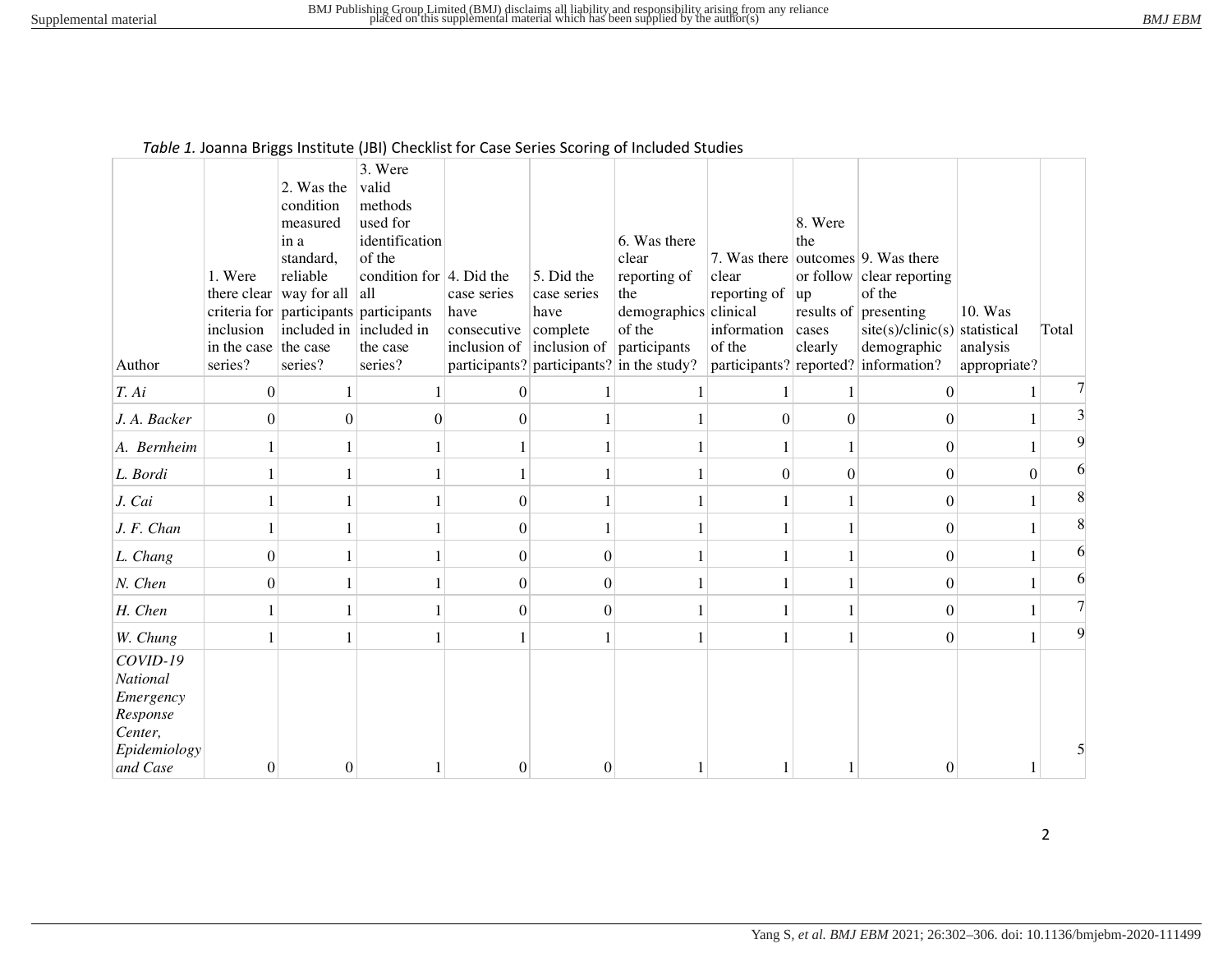*Table 1.* Joanna Briggs Institute (JBI) Checklist for Case Series Scoring of Included Studies

| Author | 1. Were there clear criteria for inclusion in the case series? | 2. Was the condition measured in a standard, reliable way for all participants included in the case series? | 3. Were valid methods used for identification of the condition for all participants included in the case series? | 4. Did the case series have consecutive inclusion of participants? | 5. Did the case series have complete inclusion of participants? | 6. Was there clear reporting of the demographics of the participants in the study? | 7. Was there clear reporting of clinical information of the participants? | 8. Were the outcomes or follow up results of cases clearly reported? | 9. Was there clear reporting of the presenting site(s)/clinic(s) demographic information? | 10. Was statistical analysis appropriate? | Total |
|---|---|---|---|---|---|---|---|---|---|---|---|
| *T. Ai* | 0 | 1 | 1 | 0 | 1 | 1 | 1 | 1 | 0 | 1 | 7 |
| *J. A. Backer* | 0 | 0 | 0 | 0 | 1 | 1 | 0 | 0 | 0 | 1 | 3 |
| *A. Bernheim* | 1 | 1 | 1 | 1 | 1 | 1 | 1 | 1 | 0 | 1 | 9 |
| *L. Bordi* | 1 | 1 | 1 | 1 | 1 | 1 | 0 | 0 | 0 | 0 | 6 |
| *J. Cai* | 1 | 1 | 1 | 0 | 1 | 1 | 1 | 1 | 0 | 1 | 8 |
| *J. F. Chan* | 1 | 1 | 1 | 0 | 1 | 1 | 1 | 1 | 0 | 1 | 8 |
| *L. Chang* | 0 | 1 | 1 | 0 | 0 | 1 | 1 | 1 | 0 | 1 | 6 |
| *N. Chen* | 0 | 1 | 1 | 0 | 0 | 1 | 1 | 1 | 0 | 1 | 6 |
| *H. Chen* | 1 | 1 | 1 | 0 | 0 | 1 | 1 | 1 | 0 | 1 | 7 |
| *W. Chung* | 1 | 1 | 1 | 1 | 1 | 1 | 1 | 1 | 0 | 1 | 9 |
| *COVID-19 National Emergency Response Center, Epidemiology and Case* | 0 | 0 | 1 | 0 | 0 | 1 | 1 | 1 | 0 | 1 | 5 |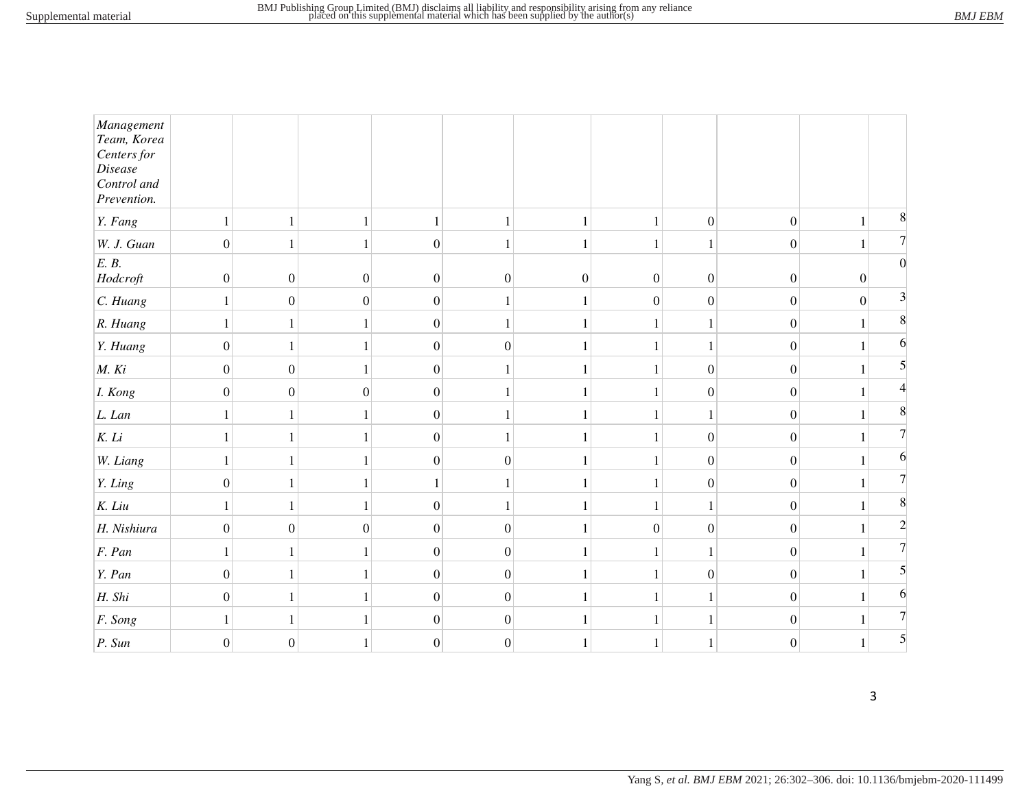| | | | | | | | | | | | |
|---|---|---|---|---|---|---|---|---|---|---|---|
| *Management Team, Korea Centers for Disease Control and Prevention.* | | | | | | | | | | | |
| *Y. Fang* | 1 | 1 | 1 | 1 | 1 | 1 | 1 | 0 | 0 | 1 | 8 |
| *W. J. Guan* | 0 | 1 | 1 | 0 | 1 | 1 | 1 | 1 | 0 | 1 | 7 |
| *E. B. Hodcroft* | 0 | 0 | 0 | 0 | 0 | 0 | 0 | 0 | 0 | 0 | 0 |
| *C. Huang* | 1 | 0 | 0 | 0 | 1 | 1 | 0 | 0 | 0 | 0 | 3 |
| *R. Huang* | 1 | 1 | 1 | 0 | 1 | 1 | 1 | 1 | 0 | 1 | 8 |
| *Y. Huang* | 0 | 1 | 1 | 0 | 0 | 1 | 1 | 1 | 0 | 1 | 6 |
| *M. Ki* | 0 | 0 | 1 | 0 | 1 | 1 | 1 | 0 | 0 | 1 | 5 |
| *I. Kong* | 0 | 0 | 0 | 0 | 1 | 1 | 1 | 0 | 0 | 1 | 4 |
| *L. Lan* | 1 | 1 | 1 | 0 | 1 | 1 | 1 | 1 | 0 | 1 | 8 |
| *K. Li* | 1 | 1 | 1 | 0 | 1 | 1 | 1 | 0 | 0 | 1 | 7 |
| *W. Liang* | 1 | 1 | 1 | 0 | 0 | 1 | 1 | 0 | 0 | 1 | 6 |
| *Y. Ling* | 0 | 1 | 1 | 1 | 1 | 1 | 1 | 0 | 0 | 1 | 7 |
| *K. Liu* | 1 | 1 | 1 | 0 | 1 | 1 | 1 | 1 | 0 | 1 | 8 |
| *H. Nishiura* | 0 | 0 | 0 | 0 | 0 | 1 | 0 | 0 | 0 | 1 | 2 |
| *F. Pan* | 1 | 1 | 1 | 0 | 0 | 1 | 1 | 1 | 0 | 1 | 7 |
| *Y. Pan* | 0 | 1 | 1 | 0 | 0 | 1 | 1 | 0 | 0 | 1 | 5 |
| *H. Shi* | 0 | 1 | 1 | 0 | 0 | 1 | 1 | 1 | 0 | 1 | 6 |
| *F. Song* | 1 | 1 | 1 | 0 | 0 | 1 | 1 | 1 | 0 | 1 | 7 |
| *P. Sun* | 0 | 0 | 1 | 0 | 0 | 1 | 1 | 1 | 0 | 1 | 5 |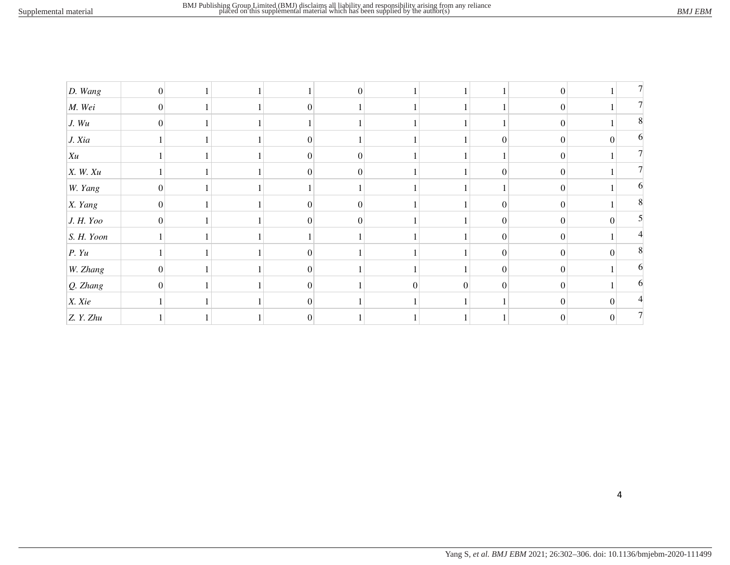| | | | | | | | | | | | |
|---|---|---|---|---|---|---|---|---|---|---|---|
| *D. Wang* | 0 | 1 | 1 | 1 | 0 | 1 | 1 | 1 | 0 | 1 | 7 |
| *M. Wei* | 0 | 1 | 1 | 0 | 1 | 1 | 1 | 1 | 0 | 1 | 7 |
| *J. Wu* | 0 | 1 | 1 | 1 | 1 | 1 | 1 | 1 | 0 | 1 | 8 |
| *J. Xia* | 1 | 1 | 1 | 0 | 1 | 1 | 1 | 0 | 0 | 0 | 6 |
| *Xu* | 1 | 1 | 1 | 0 | 0 | 1 | 1 | 1 | 0 | 1 | 7 |
| *X. W. Xu* | 1 | 1 | 1 | 0 | 0 | 1 | 1 | 0 | 0 | 1 | 7 |
| *W. Yang* | 0 | 1 | 1 | 1 | 1 | 1 | 1 | 1 | 0 | 1 | 6 |
| *X. Yang* | 0 | 1 | 1 | 0 | 0 | 1 | 1 | 0 | 0 | 1 | 8 |
| *J. H. Yoo* | 0 | 1 | 1 | 0 | 0 | 1 | 1 | 0 | 0 | 0 | 5 |
| *S. H. Yoon* | 1 | 1 | 1 | 1 | 1 | 1 | 1 | 0 | 0 | 1 | 4 |
| *P. Yu* | 1 | 1 | 1 | 0 | 1 | 1 | 1 | 0 | 0 | 0 | 8 |
| *W. Zhang* | 0 | 1 | 1 | 0 | 1 | 1 | 1 | 0 | 0 | 1 | 6 |
| *Q. Zhang* | 0 | 1 | 1 | 0 | 1 | 0 | 0 | 0 | 0 | 1 | 6 |
| *X. Xie* | 1 | 1 | 1 | 0 | 1 | 1 | 1 | 1 | 0 | 0 | 4 |
| *Z. Y. Zhu* | 1 | 1 | 1 | 0 | 1 | 1 | 1 | 1 | 0 | 0 | 7 |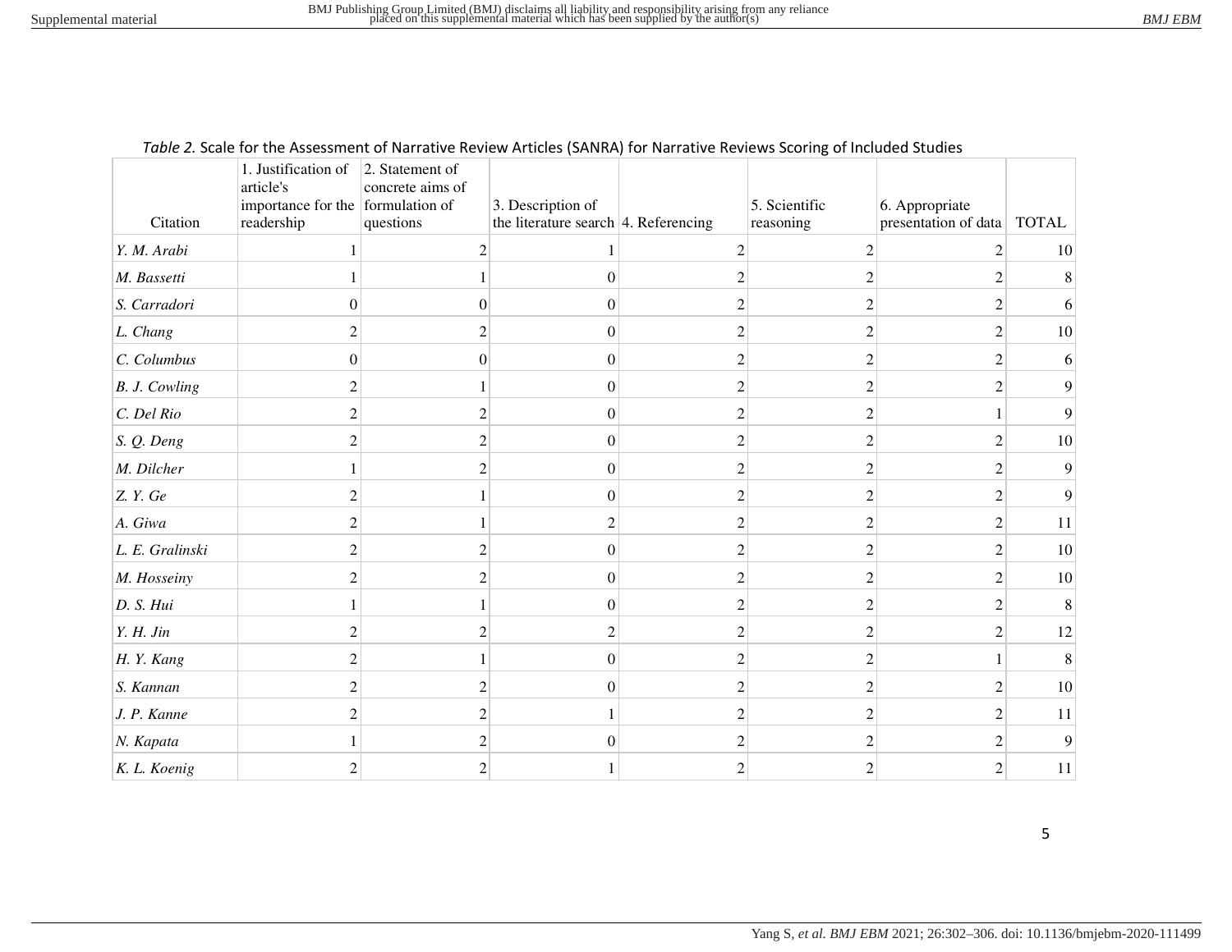*Table 2.* Scale for the Assessment of Narrative Review Articles (SANRA) for Narrative Reviews Scoring of Included Studies

| Citation | 1. Justification of article's importance for the readership | 2. Statement of concrete aims of formulation of questions | 3. Description of the literature search | 4. Referencing | 5. Scientific reasoning | 6. Appropriate presentation of data | TOTAL |
|---|---|---|---|---|---|---|---|
| *Y. M. Arabi* | 1 | 2 | 1 | 2 | 2 | 2 | 10 |
| *M. Bassetti* | 1 | 1 | 0 | 2 | 2 | 2 | 8 |
| *S. Carradori* | 0 | 0 | 0 | 2 | 2 | 2 | 6 |
| *L. Chang* | 2 | 2 | 0 | 2 | 2 | 2 | 10 |
| *C. Columbus* | 0 | 0 | 0 | 2 | 2 | 2 | 6 |
| *B. J. Cowling* | 2 | 1 | 0 | 2 | 2 | 2 | 9 |
| *C. Del Rio* | 2 | 2 | 0 | 2 | 2 | 1 | 9 |
| *S. Q. Deng* | 2 | 2 | 0 | 2 | 2 | 2 | 10 |
| *M. Dilcher* | 1 | 2 | 0 | 2 | 2 | 2 | 9 |
| *Z. Y. Ge* | 2 | 1 | 0 | 2 | 2 | 2 | 9 |
| *A. Giwa* | 2 | 1 | 2 | 2 | 2 | 2 | 11 |
| *L. E. Gralinski* | 2 | 2 | 0 | 2 | 2 | 2 | 10 |
| *M. Hosseiny* | 2 | 2 | 0 | 2 | 2 | 2 | 10 |
| *D. S. Hui* | 1 | 1 | 0 | 2 | 2 | 2 | 8 |
| *Y. H. Jin* | 2 | 2 | 2 | 2 | 2 | 2 | 12 |
| *H. Y. Kang* | 2 | 1 | 0 | 2 | 2 | 1 | 8 |
| *S. Kannan* | 2 | 2 | 0 | 2 | 2 | 2 | 10 |
| *J. P. Kanne* | 2 | 2 | 1 | 2 | 2 | 2 | 11 |
| *N. Kapata* | 1 | 2 | 0 | 2 | 2 | 2 | 9 |
| *K. L. Koenig* | 2 | 2 | 1 | 2 | 2 | 2 | 11 |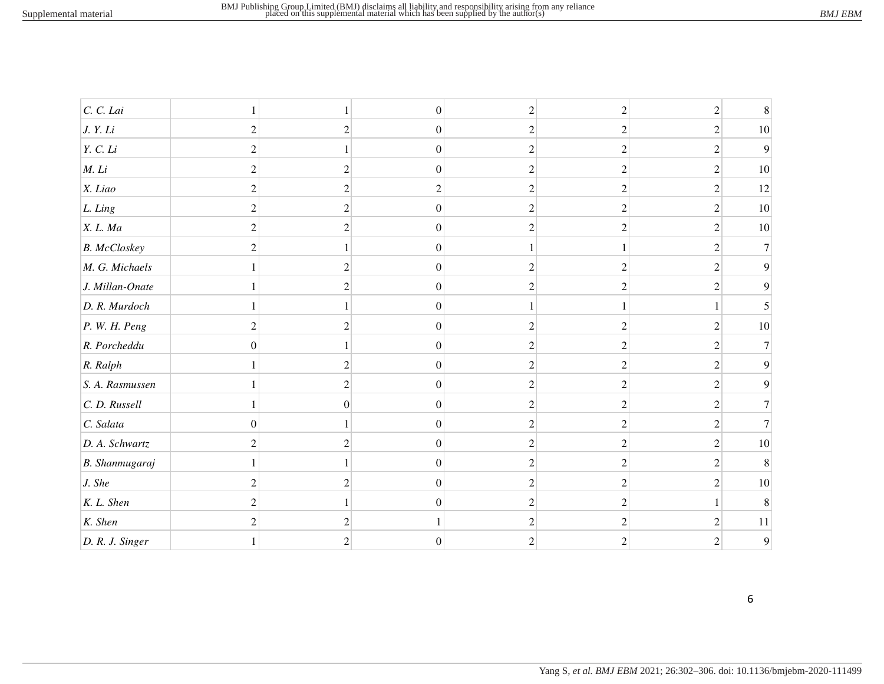| | | | | | | | |
|---|---|---|---|---|---|---|---|
| *C. C. Lai* | 1 | 1 | 0 | 2 | 2 | 2 | 8 |
| *J. Y. Li* | 2 | 2 | 0 | 2 | 2 | 2 | 10 |
| *Y. C. Li* | 2 | 1 | 0 | 2 | 2 | 2 | 9 |
| *M. Li* | 2 | 2 | 0 | 2 | 2 | 2 | 10 |
| *X. Liao* | 2 | 2 | 2 | 2 | 2 | 2 | 12 |
| *L. Ling* | 2 | 2 | 0 | 2 | 2 | 2 | 10 |
| *X. L. Ma* | 2 | 2 | 0 | 2 | 2 | 2 | 10 |
| *B. McCloskey* | 2 | 1 | 0 | 1 | 1 | 2 | 7 |
| *M. G. Michaels* | 1 | 2 | 0 | 2 | 2 | 2 | 9 |
| *J. Millan-Onate* | 1 | 2 | 0 | 2 | 2 | 2 | 9 |
| *D. R. Murdoch* | 1 | 1 | 0 | 1 | 1 | 1 | 5 |
| *P. W. H. Peng* | 2 | 2 | 0 | 2 | 2 | 2 | 10 |
| *R. Porcheddu* | 0 | 1 | 0 | 2 | 2 | 2 | 7 |
| *R. Ralph* | 1 | 2 | 0 | 2 | 2 | 2 | 9 |
| *S. A. Rasmussen* | 1 | 2 | 0 | 2 | 2 | 2 | 9 |
| *C. D. Russell* | 1 | 0 | 0 | 2 | 2 | 2 | 7 |
| *C. Salata* | 0 | 1 | 0 | 2 | 2 | 2 | 7 |
| *D. A. Schwartz* | 2 | 2 | 0 | 2 | 2 | 2 | 10 |
| *B. Shanmugaraj* | 1 | 1 | 0 | 2 | 2 | 2 | 8 |
| *J. She* | 2 | 2 | 0 | 2 | 2 | 2 | 10 |
| *K. L. Shen* | 2 | 1 | 0 | 2 | 2 | 1 | 8 |
| *K. Shen* | 2 | 2 | 1 | 2 | 2 | 2 | 11 |
| *D. R. J. Singer* | 1 | 2 | 0 | 2 | 2 | 2 | 9 |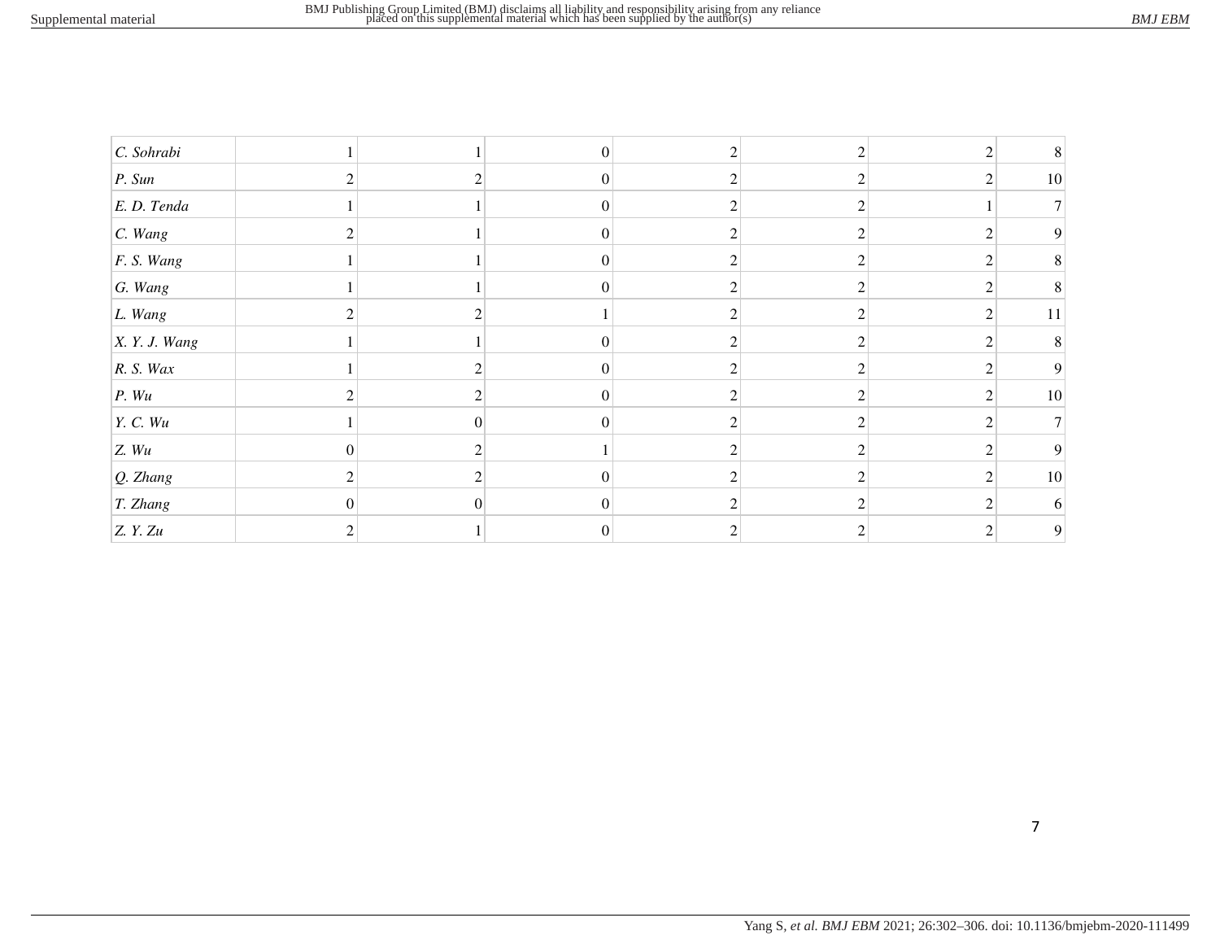| | | | | | | | |
|---|---|---|---|---|---|---|---|
| *C. Sohrabi* | 1 | 1 | 0 | 2 | 2 | 2 | 8 |
| *P. Sun* | 2 | 2 | 0 | 2 | 2 | 2 | 10 |
| *E. D. Tenda* | 1 | 1 | 0 | 2 | 2 | 1 | 7 |
| *C. Wang* | 2 | 1 | 0 | 2 | 2 | 2 | 9 |
| *F. S. Wang* | 1 | 1 | 0 | 2 | 2 | 2 | 8 |
| *G. Wang* | 1 | 1 | 0 | 2 | 2 | 2 | 8 |
| *L. Wang* | 2 | 2 | 1 | 2 | 2 | 2 | 11 |
| *X. Y. J. Wang* | 1 | 1 | 0 | 2 | 2 | 2 | 8 |
| *R. S. Wax* | 1 | 2 | 0 | 2 | 2 | 2 | 9 |
| *P. Wu* | 2 | 2 | 0 | 2 | 2 | 2 | 10 |
| *Y. C. Wu* | 1 | 0 | 0 | 2 | 2 | 2 | 7 |
| *Z. Wu* | 0 | 2 | 1 | 2 | 2 | 2 | 9 |
| *Q. Zhang* | 2 | 2 | 0 | 2 | 2 | 2 | 10 |
| *T. Zhang* | 0 | 0 | 0 | 2 | 2 | 2 | 6 |
| *Z. Y. Zu* | 2 | 1 | 0 | 2 | 2 | 2 | 9 |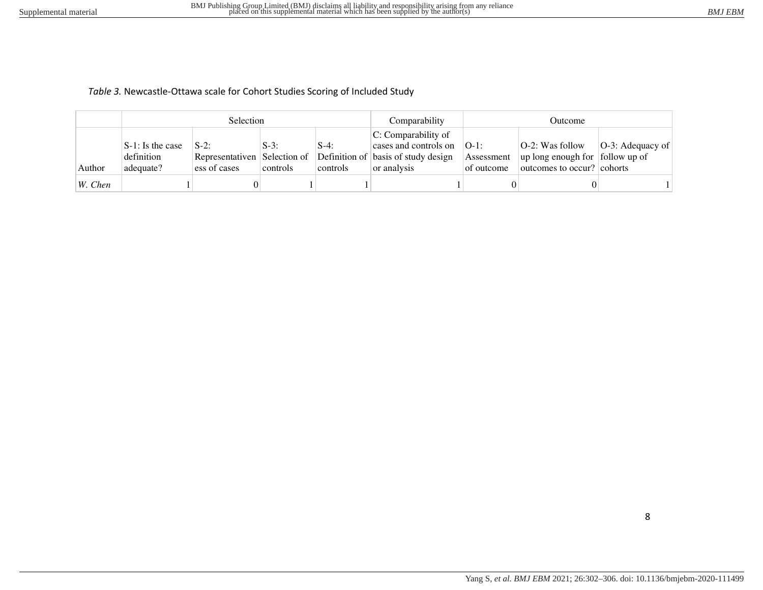*Table 3.* Newcastle-Ottawa scale for Cohort Studies Scoring of Included Study

| | Selection | | | | Comparability | Outcome | | |
|---|---|---|---|---|---|---|---|---|
| Author | S-1: Is the case definition adequate? | S-2: Representativeness of cases | S-3: Selection of controls | S-4: Definition of controls | C: Comparability of cases and controls on basis of study design or analysis | O-1: Assessment of outcome | O-2: Was follow up long enough for outcomes to occur? | O-3: Adequacy of follow up of cohorts |
| *W. Chen* | 1 | 0 | 1 | 1 | 1 | 0 | 0 | 1 |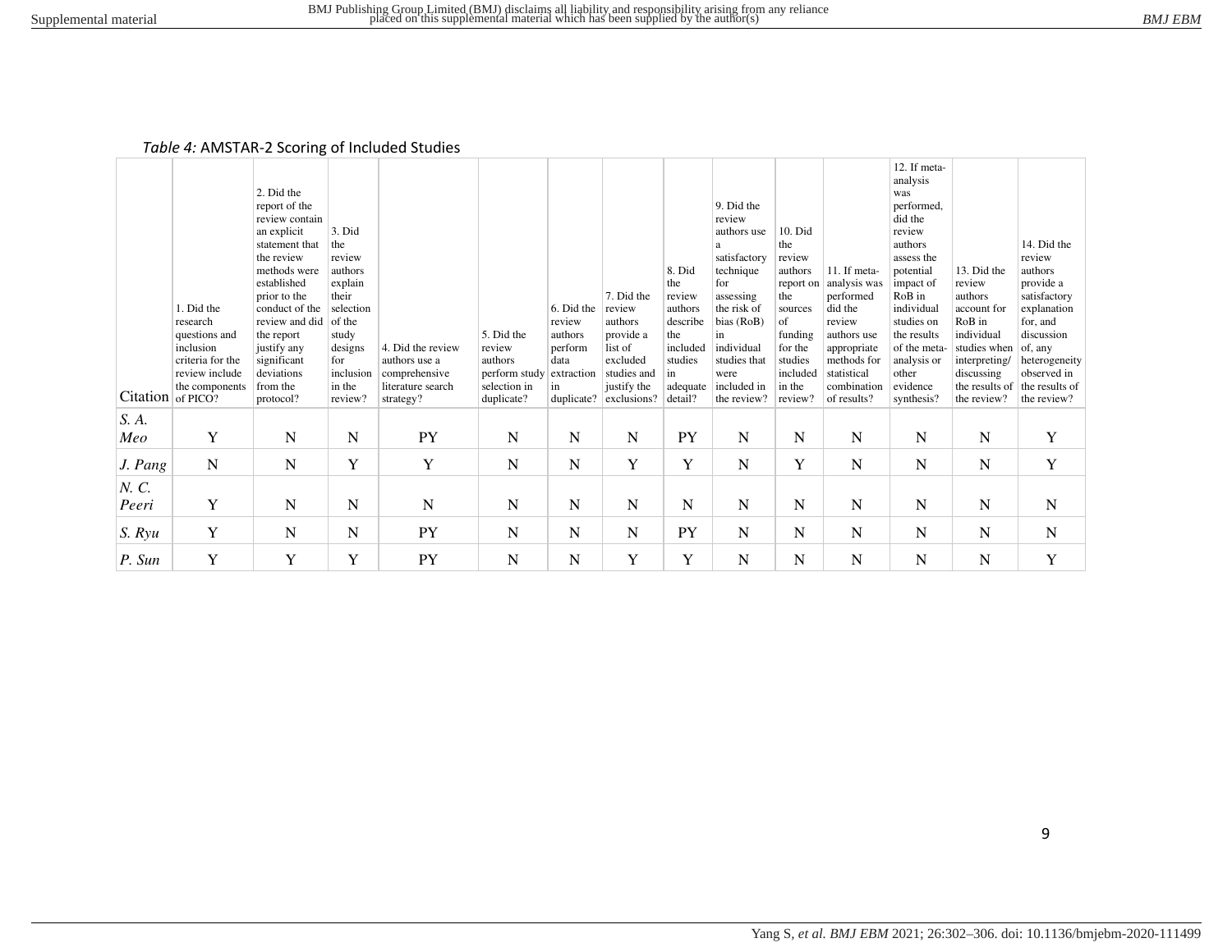*Table 4:* AMSTAR-2 Scoring of Included Studies

| Citation | 1. Did the research questions and inclusion criteria for the review include the components of PICO? | 2. Did the report of the review contain an explicit statement that the review methods were established prior to the conduct of the review and did the report justify any significant deviations from the protocol? | 3. Did the review authors explain their selection of the study designs for inclusion in the review? | 4. Did the review authors use a comprehensive literature search strategy? | 5. Did the review authors perform study selection in duplicate? | 6. Did the review authors perform data extraction in duplicate? | 7. Did the review authors provide a list of excluded studies and justify the exclusions? | 8. Did the review authors describe the included studies in adequate detail? | 9. Did the review authors use a satisfactory technique for assessing the risk of bias (RoB) in individual studies that were included in the review? | 10. Did the review authors report on the sources of funding for the studies included in the review? | 11. If meta-analysis was performed did the review authors use appropriate methods for statistical combination of results? | 12. If meta-analysis was performed, did the review authors assess the potential impact of RoB in individual studies on the results of the meta-analysis or other evidence synthesis? | 13. Did the review authors account for RoB in individual studies when interpreting/ discussing the results of the review? | 14. Did the review authors provide a satisfactory explanation for, and discussion of, any heterogeneity observed in the results of the review? |
|---|---|---|---|---|---|---|---|---|---|---|---|---|---|---|
| *S. A. Meo* | Y | N | N | PY | N | N | N | PY | N | N | N | N | N | Y |
| *J. Pang* | N | N | Y | Y | N | N | Y | Y | N | Y | N | N | N | Y |
| *N. C. Peeri* | Y | N | N | N | N | N | N | N | N | N | N | N | N | N |
| *S. Ryu* | Y | N | N | PY | N | N | N | PY | N | N | N | N | N | N |
| *P. Sun* | Y | Y | Y | PY | N | N | Y | Y | N | N | N | N | N | Y |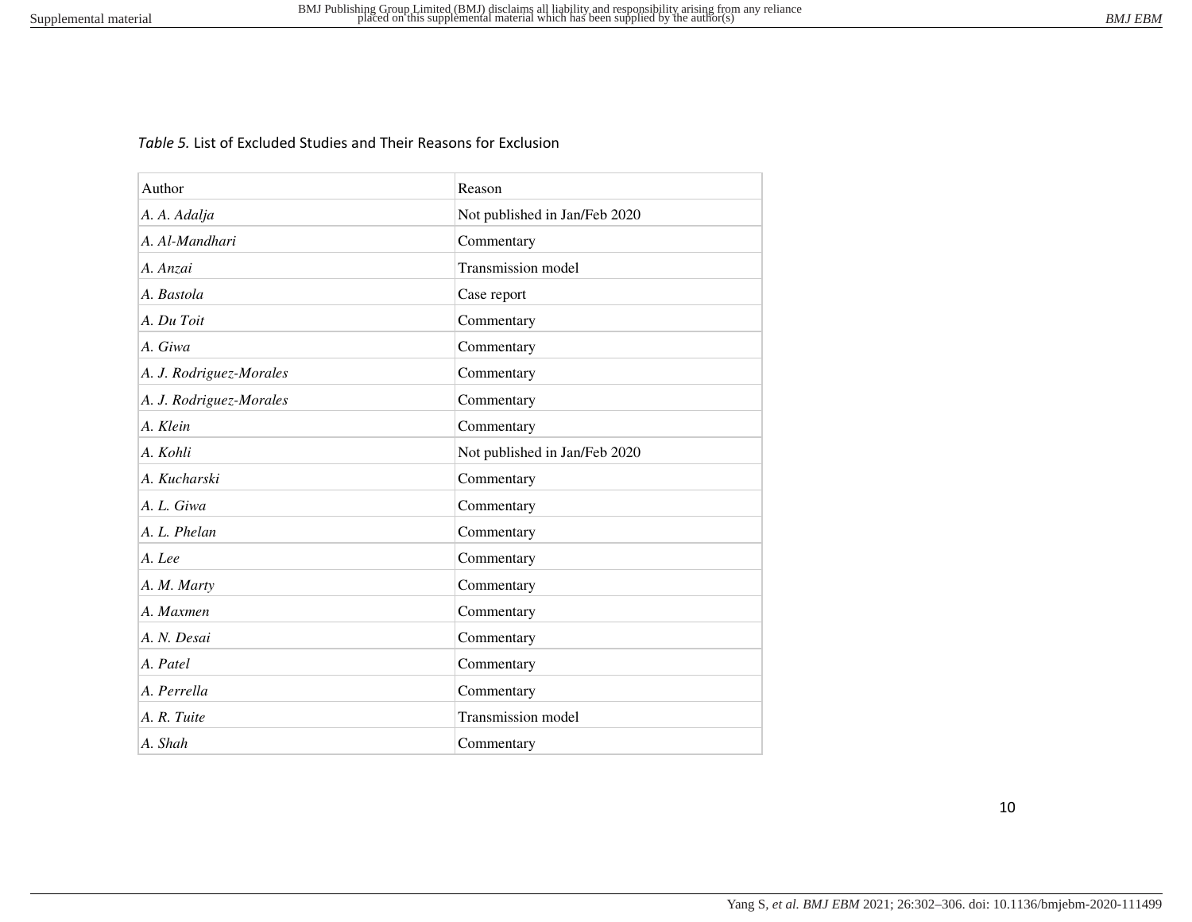*Table 5.* List of Excluded Studies and Their Reasons for Exclusion

| Author | Reason |
|---|---|
| *A. A. Adalja* | Not published in Jan/Feb 2020 |
| *A. Al-Mandhari* | Commentary |
| *A. Anzai* | Transmission model |
| *A. Bastola* | Case report |
| *A. Du Toit* | Commentary |
| *A. Giwa* | Commentary |
| *A. J. Rodriguez-Morales* | Commentary |
| *A. J. Rodriguez-Morales* | Commentary |
| *A. Klein* | Commentary |
| *A. Kohli* | Not published in Jan/Feb 2020 |
| *A. Kucharski* | Commentary |
| *A. L. Giwa* | Commentary |
| *A. L. Phelan* | Commentary |
| *A. Lee* | Commentary |
| *A. M. Marty* | Commentary |
| *A. Maxmen* | Commentary |
| *A. N. Desai* | Commentary |
| *A. Patel* | Commentary |
| *A. Perrella* | Commentary |
| *A. R. Tuite* | Transmission model |
| *A. Shah* | Commentary |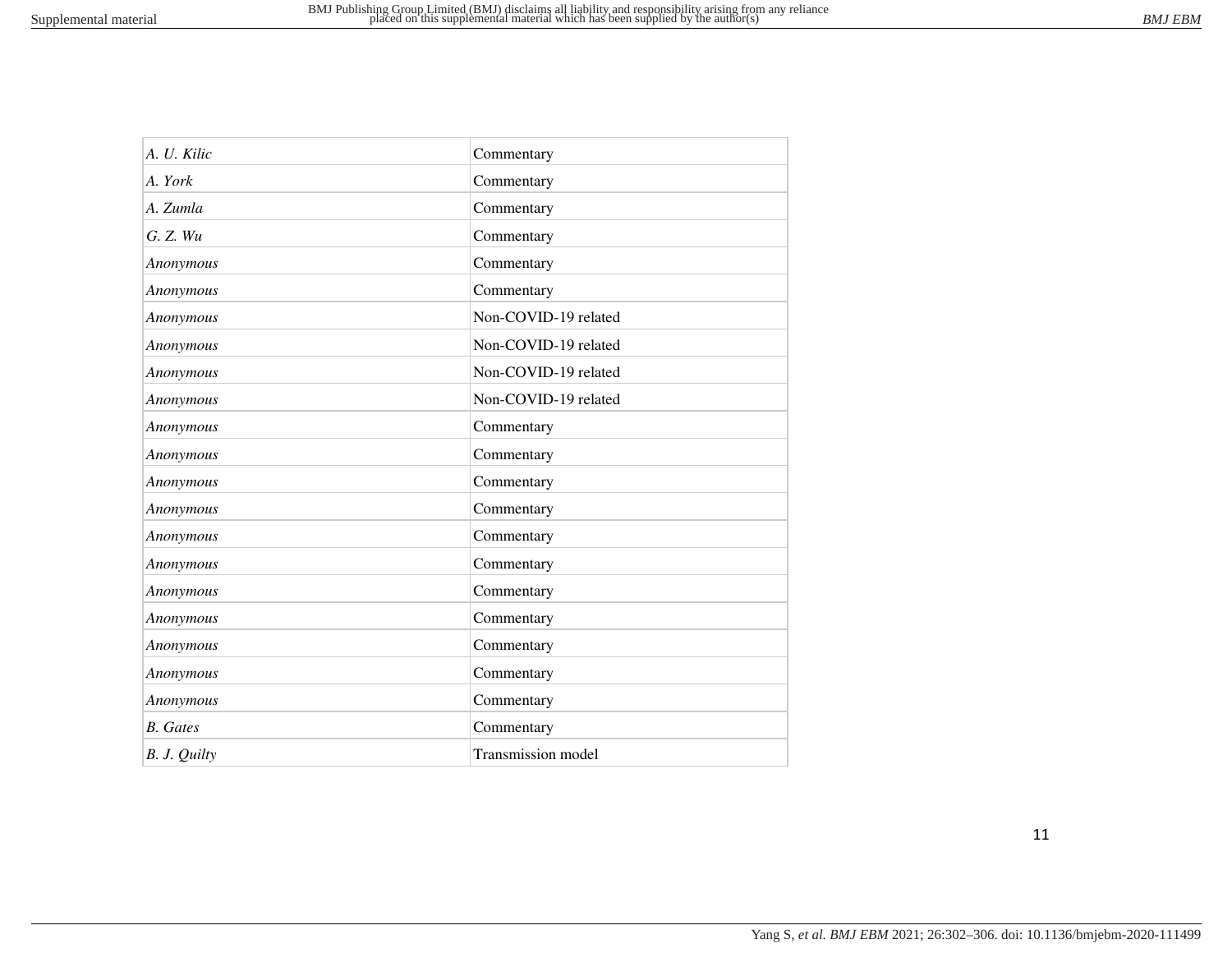| | |
|---|---|
| *A. U. Kilic* | Commentary |
| *A. York* | Commentary |
| *A. Zumla* | Commentary |
| *G. Z. Wu* | Commentary |
| *Anonymous* | Commentary |
| *Anonymous* | Commentary |
| *Anonymous* | Non-COVID-19 related |
| *Anonymous* | Non-COVID-19 related |
| *Anonymous* | Non-COVID-19 related |
| *Anonymous* | Non-COVID-19 related |
| *Anonymous* | Commentary |
| *Anonymous* | Commentary |
| *Anonymous* | Commentary |
| *Anonymous* | Commentary |
| *Anonymous* | Commentary |
| *Anonymous* | Commentary |
| *Anonymous* | Commentary |
| *Anonymous* | Commentary |
| *Anonymous* | Commentary |
| *Anonymous* | Commentary |
| *Anonymous* | Commentary |
| *B. Gates* | Commentary |
| *B. J. Quilty* | Transmission model |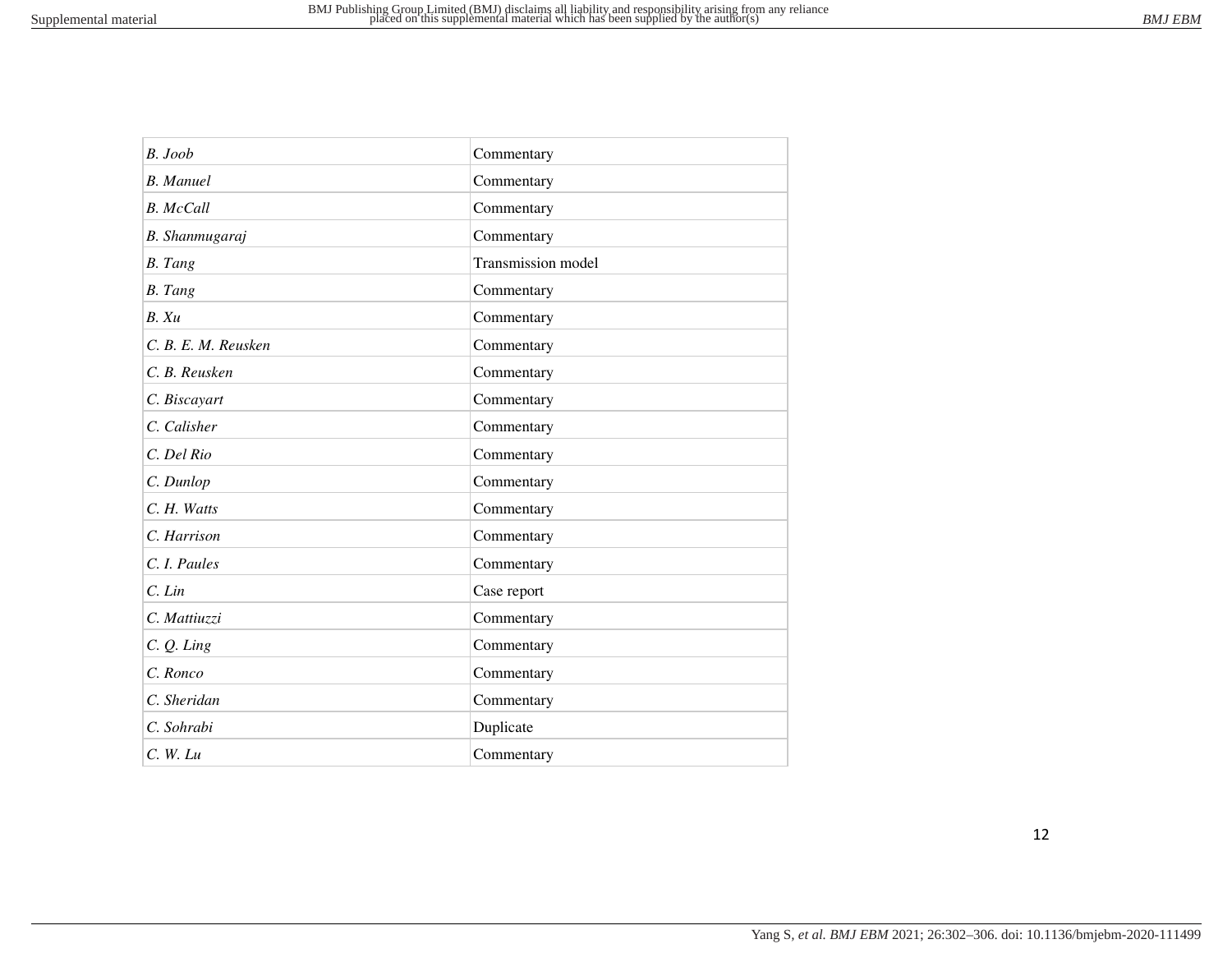| | |
|---|---|
| *B. Joob* | Commentary |
| *B. Manuel* | Commentary |
| *B. McCall* | Commentary |
| *B. Shanmugaraj* | Commentary |
| *B. Tang* | Transmission model |
| *B. Tang* | Commentary |
| *B. Xu* | Commentary |
| *C. B. E. M. Reusken* | Commentary |
| *C. B. Reusken* | Commentary |
| *C. Biscayart* | Commentary |
| *C. Calisher* | Commentary |
| *C. Del Rio* | Commentary |
| *C. Dunlop* | Commentary |
| *C. H. Watts* | Commentary |
| *C. Harrison* | Commentary |
| *C. I. Paules* | Commentary |
| *C. Lin* | Case report |
| *C. Mattiuzzi* | Commentary |
| *C. Q. Ling* | Commentary |
| *C. Ronco* | Commentary |
| *C. Sheridan* | Commentary |
| *C. Sohrabi* | Duplicate |
| *C. W. Lu* | Commentary |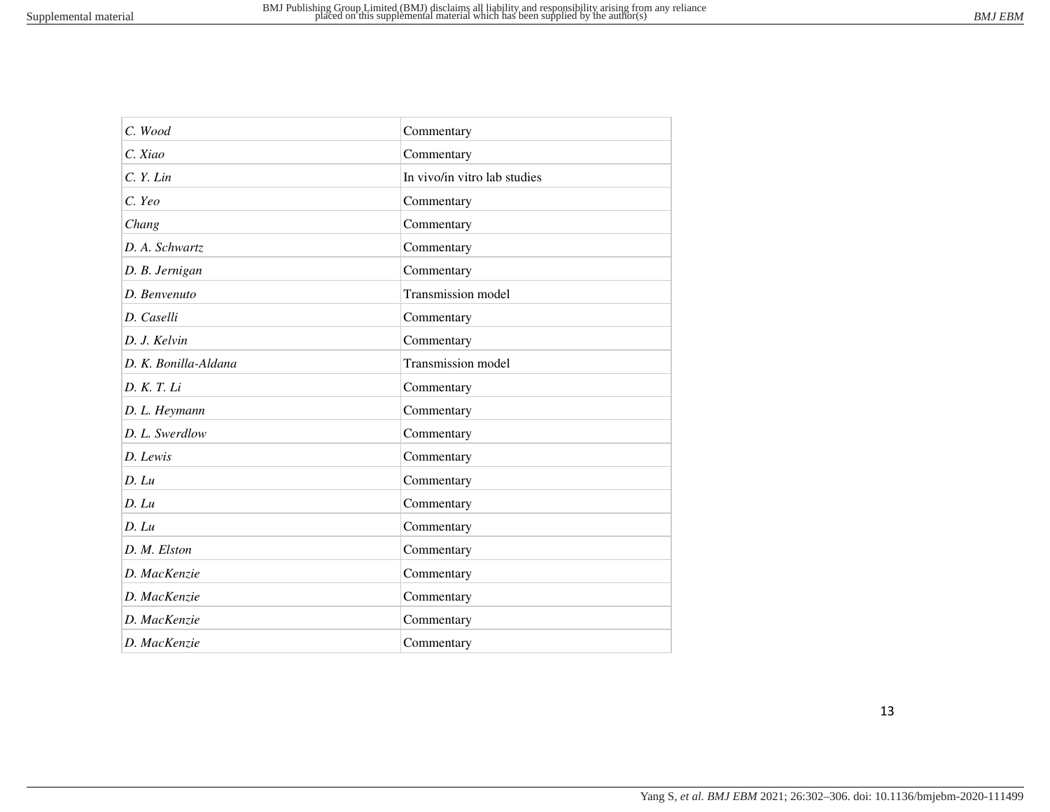| | |
|---|---|
| *C. Wood* | Commentary |
| *C. Xiao* | Commentary |
| *C. Y. Lin* | In vivo/in vitro lab studies |
| *C. Yeo* | Commentary |
| *Chang* | Commentary |
| *D. A. Schwartz* | Commentary |
| *D. B. Jernigan* | Commentary |
| *D. Benvenuto* | Transmission model |
| *D. Caselli* | Commentary |
| *D. J. Kelvin* | Commentary |
| *D. K. Bonilla-Aldana* | Transmission model |
| *D. K. T. Li* | Commentary |
| *D. L. Heymann* | Commentary |
| *D. L. Swerdlow* | Commentary |
| *D. Lewis* | Commentary |
| *D. Lu* | Commentary |
| *D. Lu* | Commentary |
| *D. Lu* | Commentary |
| *D. M. Elston* | Commentary |
| *D. MacKenzie* | Commentary |
| *D. MacKenzie* | Commentary |
| *D. MacKenzie* | Commentary |
| *D. MacKenzie* | Commentary |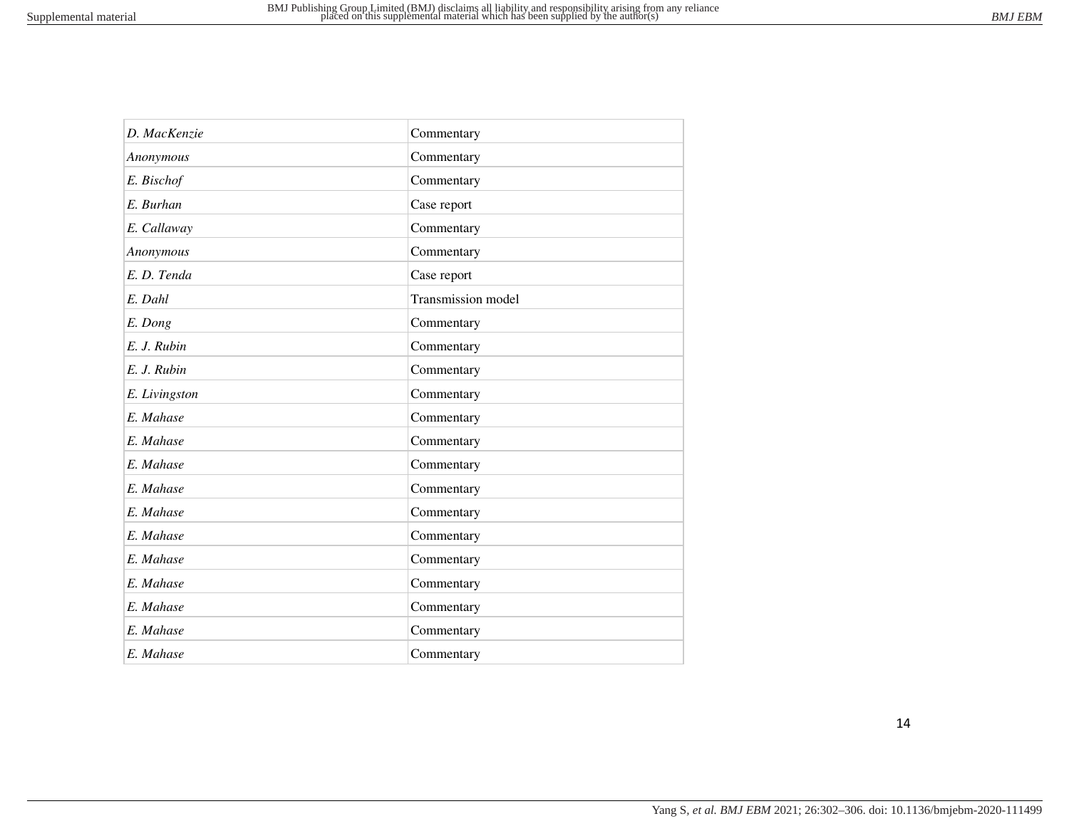| | |
|---|---|
| *D. MacKenzie* | Commentary |
| *Anonymous* | Commentary |
| *E. Bischof* | Commentary |
| *E. Burhan* | Case report |
| *E. Callaway* | Commentary |
| *Anonymous* | Commentary |
| *E. D. Tenda* | Case report |
| *E. Dahl* | Transmission model |
| *E. Dong* | Commentary |
| *E. J. Rubin* | Commentary |
| *E. J. Rubin* | Commentary |
| *E. Livingston* | Commentary |
| *E. Mahase* | Commentary |
| *E. Mahase* | Commentary |
| *E. Mahase* | Commentary |
| *E. Mahase* | Commentary |
| *E. Mahase* | Commentary |
| *E. Mahase* | Commentary |
| *E. Mahase* | Commentary |
| *E. Mahase* | Commentary |
| *E. Mahase* | Commentary |
| *E. Mahase* | Commentary |
| *E. Mahase* | Commentary |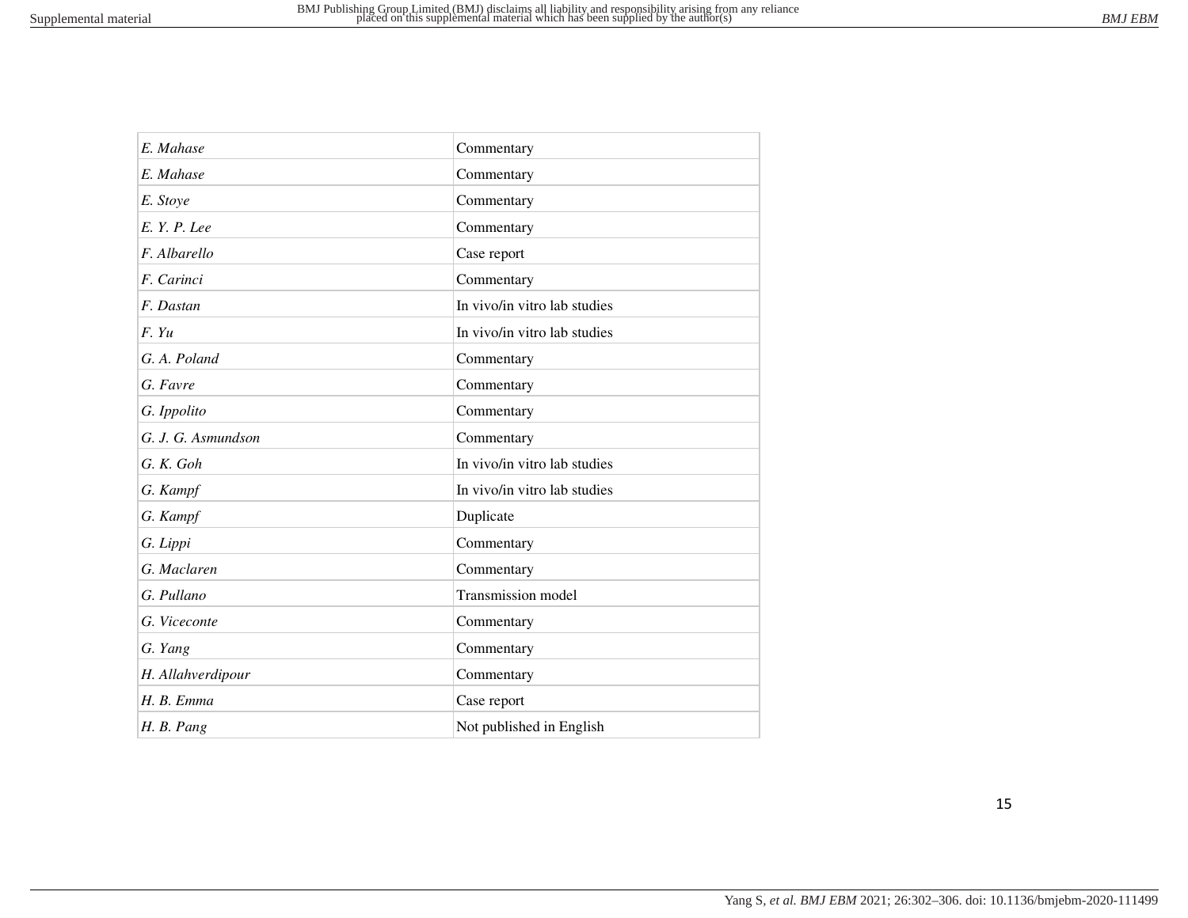| | |
|---|---|
| *E. Mahase* | Commentary |
| *E. Mahase* | Commentary |
| *E. Stoye* | Commentary |
| *E. Y. P. Lee* | Commentary |
| *F. Albarello* | Case report |
| *F. Carinci* | Commentary |
| *F. Dastan* | In vivo/in vitro lab studies |
| *F. Yu* | In vivo/in vitro lab studies |
| *G. A. Poland* | Commentary |
| *G. Favre* | Commentary |
| *G. Ippolito* | Commentary |
| *G. J. G. Asmundson* | Commentary |
| *G. K. Goh* | In vivo/in vitro lab studies |
| *G. Kampf* | In vivo/in vitro lab studies |
| *G. Kampf* | Duplicate |
| *G. Lippi* | Commentary |
| *G. Maclaren* | Commentary |
| *G. Pullano* | Transmission model |
| *G. Viceconte* | Commentary |
| *G. Yang* | Commentary |
| *H. Allahverdipour* | Commentary |
| *H. B. Emma* | Case report |
| *H. B. Pang* | Not published in English |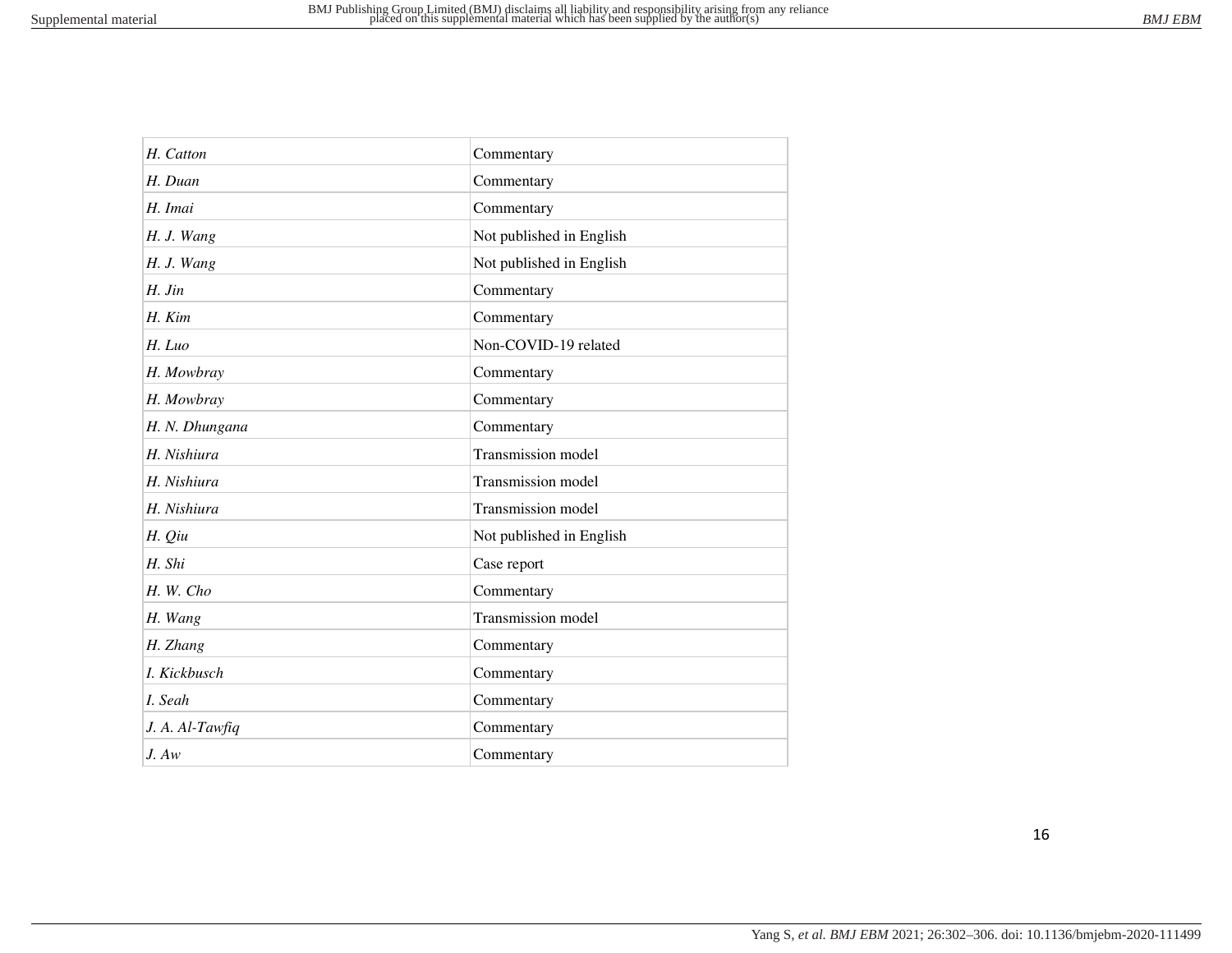| | |
|---|---|
| *H. Catton* | Commentary |
| *H. Duan* | Commentary |
| *H. Imai* | Commentary |
| *H. J. Wang* | Not published in English |
| *H. J. Wang* | Not published in English |
| *H. Jin* | Commentary |
| *H. Kim* | Commentary |
| *H. Luo* | Non-COVID-19 related |
| *H. Mowbray* | Commentary |
| *H. Mowbray* | Commentary |
| *H. N. Dhungana* | Commentary |
| *H. Nishiura* | Transmission model |
| *H. Nishiura* | Transmission model |
| *H. Nishiura* | Transmission model |
| *H. Qiu* | Not published in English |
| *H. Shi* | Case report |
| *H. W. Cho* | Commentary |
| *H. Wang* | Transmission model |
| *H. Zhang* | Commentary |
| *I. Kickbusch* | Commentary |
| *I. Seah* | Commentary |
| *J. A. Al-Tawfiq* | Commentary |
| *J. Aw* | Commentary |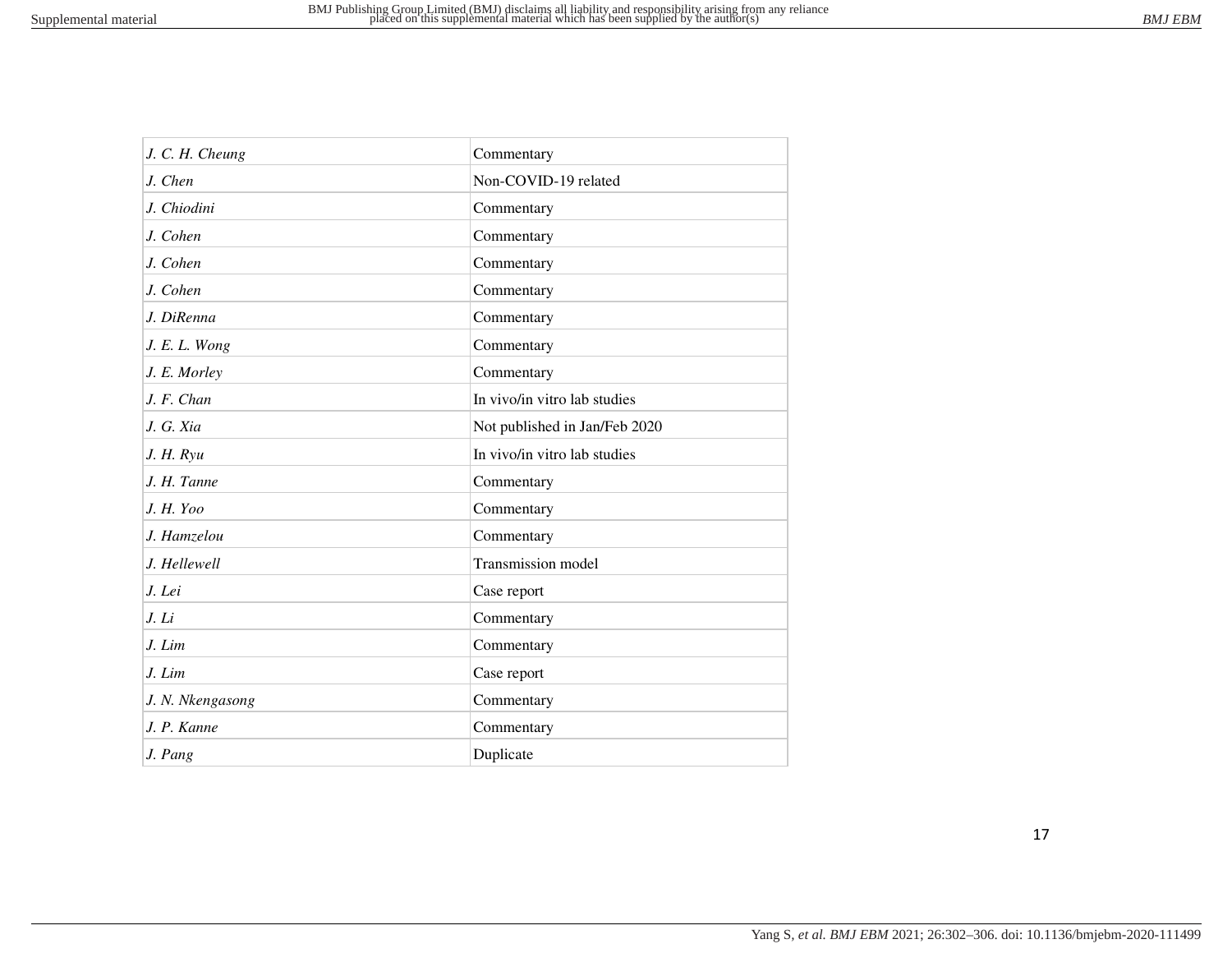| | |
|---|---|
| *J. C. H. Cheung* | Commentary |
| *J. Chen* | Non-COVID-19 related |
| *J. Chiodini* | Commentary |
| *J. Cohen* | Commentary |
| *J. Cohen* | Commentary |
| *J. Cohen* | Commentary |
| *J. DiRenna* | Commentary |
| *J. E. L. Wong* | Commentary |
| *J. E. Morley* | Commentary |
| *J. F. Chan* | In vivo/in vitro lab studies |
| *J. G. Xia* | Not published in Jan/Feb 2020 |
| *J. H. Ryu* | In vivo/in vitro lab studies |
| *J. H. Tanne* | Commentary |
| *J. H. Yoo* | Commentary |
| *J. Hamzelou* | Commentary |
| *J. Hellewell* | Transmission model |
| *J. Lei* | Case report |
| *J. Li* | Commentary |
| *J. Lim* | Commentary |
| *J. Lim* | Case report |
| *J. N. Nkengasong* | Commentary |
| *J. P. Kanne* | Commentary |
| *J. Pang* | Duplicate |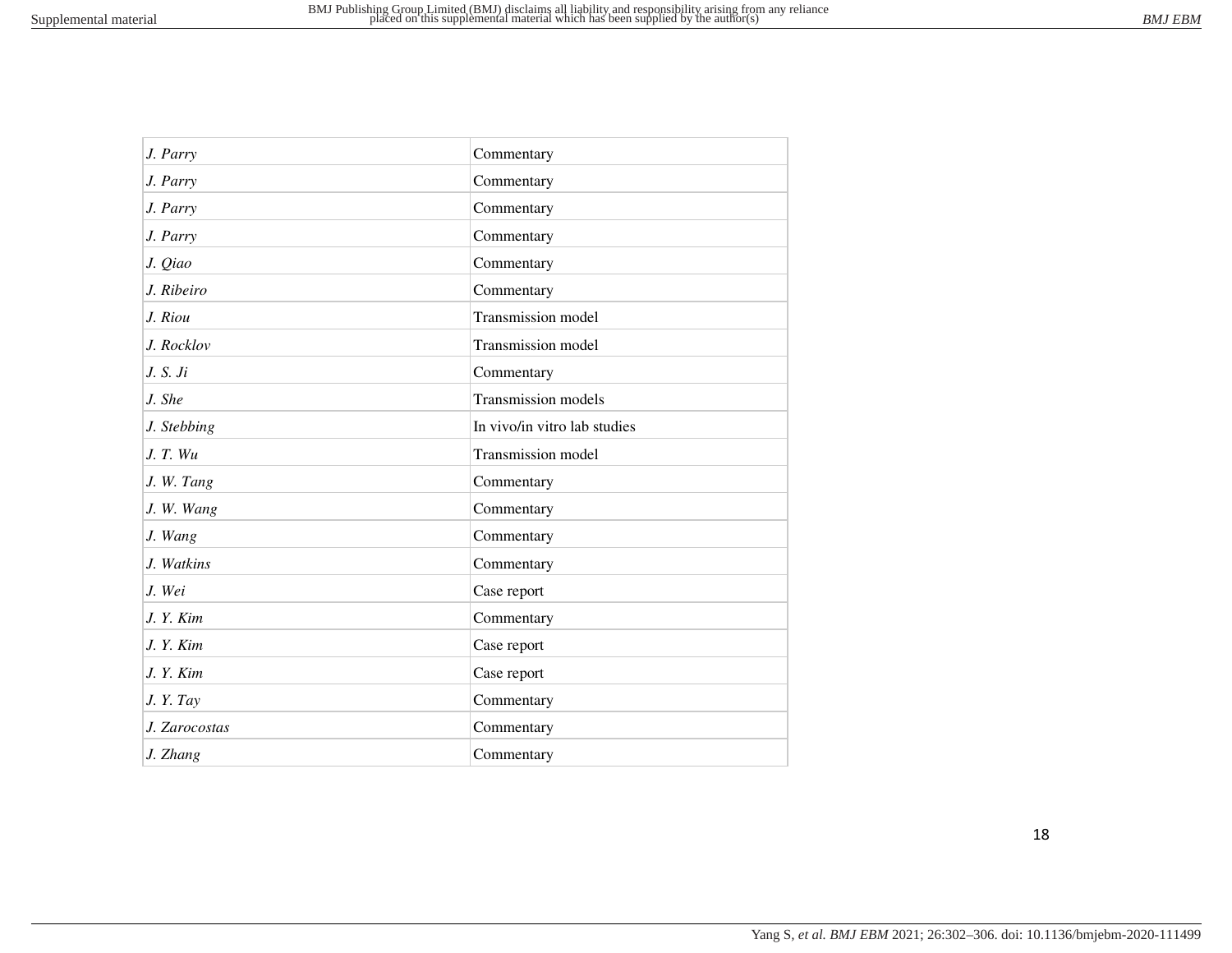| | |
|---|---|
| *J. Parry* | Commentary |
| *J. Parry* | Commentary |
| *J. Parry* | Commentary |
| *J. Parry* | Commentary |
| *J. Qiao* | Commentary |
| *J. Ribeiro* | Commentary |
| *J. Riou* | Transmission model |
| *J. Rocklov* | Transmission model |
| *J. S. Ji* | Commentary |
| *J. She* | Transmission models |
| *J. Stebbing* | In vivo/in vitro lab studies |
| *J. T. Wu* | Transmission model |
| *J. W. Tang* | Commentary |
| *J. W. Wang* | Commentary |
| *J. Wang* | Commentary |
| *J. Watkins* | Commentary |
| *J. Wei* | Case report |
| *J. Y. Kim* | Commentary |
| *J. Y. Kim* | Case report |
| *J. Y. Kim* | Case report |
| *J. Y. Tay* | Commentary |
| *J. Zarocostas* | Commentary |
| *J. Zhang* | Commentary |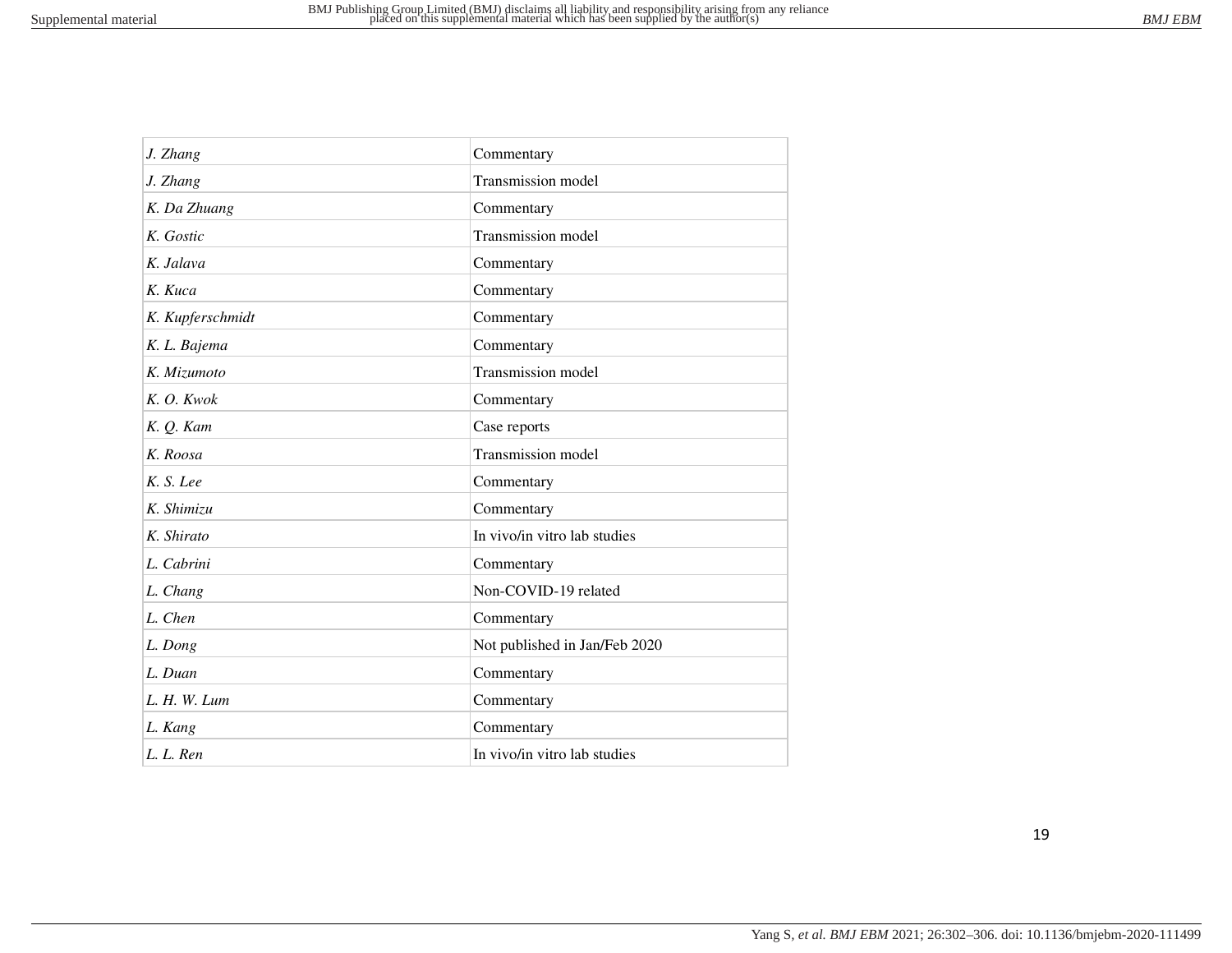| | |
|---|---|
| *J. Zhang* | Commentary |
| *J. Zhang* | Transmission model |
| *K. Da Zhuang* | Commentary |
| *K. Gostic* | Transmission model |
| *K. Jalava* | Commentary |
| *K. Kuca* | Commentary |
| *K. Kupferschmidt* | Commentary |
| *K. L. Bajema* | Commentary |
| *K. Mizumoto* | Transmission model |
| *K. O. Kwok* | Commentary |
| *K. Q. Kam* | Case reports |
| *K. Roosa* | Transmission model |
| *K. S. Lee* | Commentary |
| *K. Shimizu* | Commentary |
| *K. Shirato* | In vivo/in vitro lab studies |
| *L. Cabrini* | Commentary |
| *L. Chang* | Non-COVID-19 related |
| *L. Chen* | Commentary |
| *L. Dong* | Not published in Jan/Feb 2020 |
| *L. Duan* | Commentary |
| *L. H. W. Lum* | Commentary |
| *L. Kang* | Commentary |
| *L. L. Ren* | In vivo/in vitro lab studies |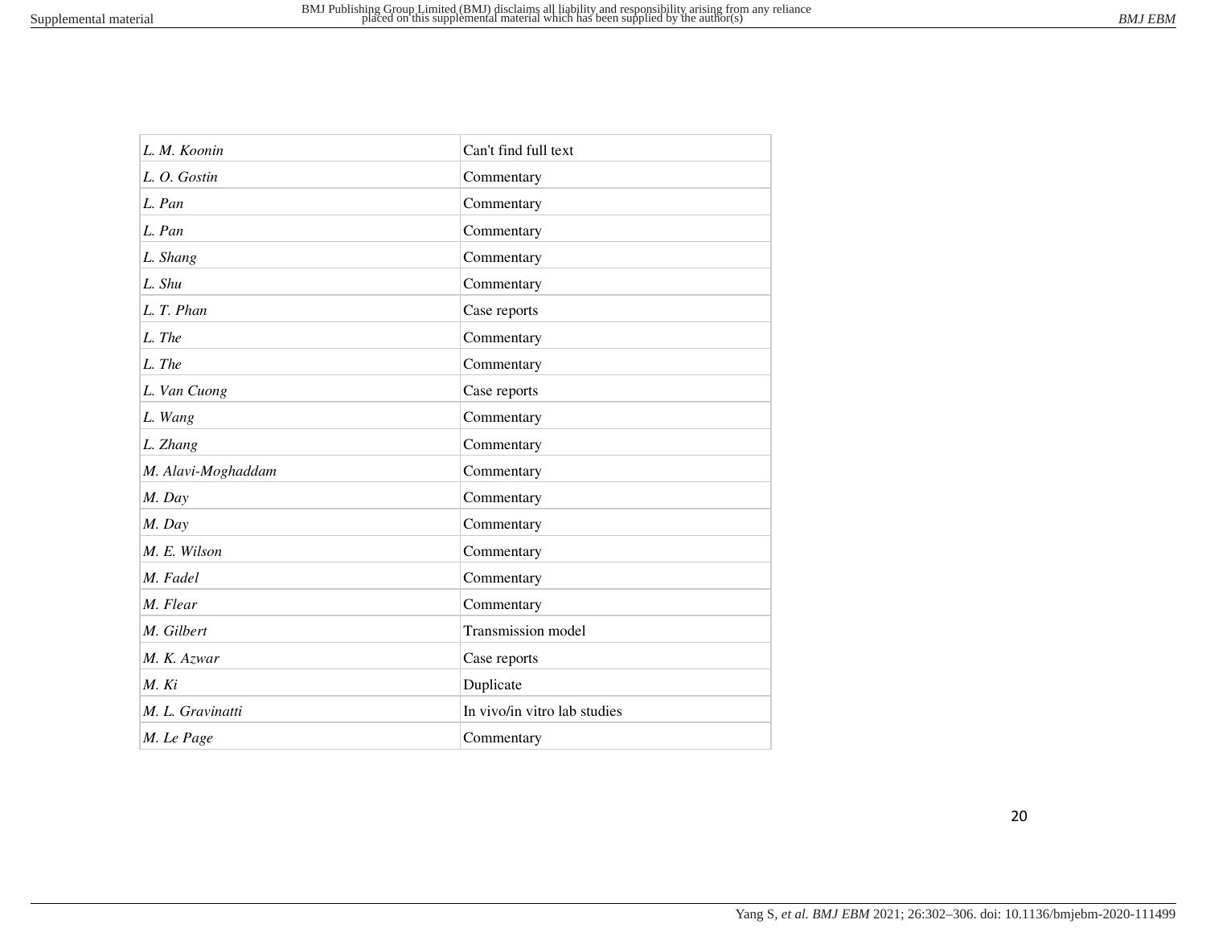| | |
|---|---|
| *L. M. Koonin* | Can't find full text |
| *L. O. Gostin* | Commentary |
| *L. Pan* | Commentary |
| *L. Pan* | Commentary |
| *L. Shang* | Commentary |
| *L. Shu* | Commentary |
| *L. T. Phan* | Case reports |
| *L. The* | Commentary |
| *L. The* | Commentary |
| *L. Van Cuong* | Case reports |
| *L. Wang* | Commentary |
| *L. Zhang* | Commentary |
| *M. Alavi-Moghaddam* | Commentary |
| *M. Day* | Commentary |
| *M. Day* | Commentary |
| *M. E. Wilson* | Commentary |
| *M. Fadel* | Commentary |
| *M. Flear* | Commentary |
| *M. Gilbert* | Transmission model |
| *M. K. Azwar* | Case reports |
| *M. Ki* | Duplicate |
| *M. L. Gravinatti* | In vivo/in vitro lab studies |
| *M. Le Page* | Commentary |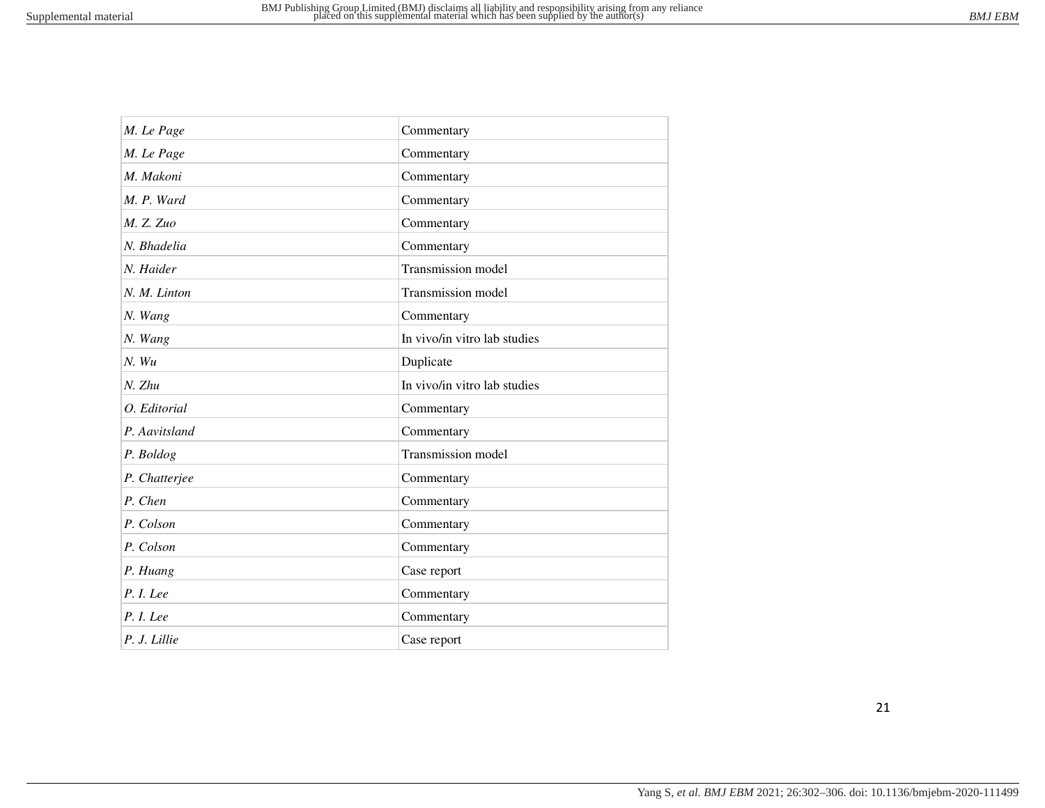| | |
|---|---|
| *M. Le Page* | Commentary |
| *M. Le Page* | Commentary |
| *M. Makoni* | Commentary |
| *M. P. Ward* | Commentary |
| *M. Z. Zuo* | Commentary |
| *N. Bhadelia* | Commentary |
| *N. Haider* | Transmission model |
| *N. M. Linton* | Transmission model |
| *N. Wang* | Commentary |
| *N. Wang* | In vivo/in vitro lab studies |
| *N. Wu* | Duplicate |
| *N. Zhu* | In vivo/in vitro lab studies |
| *O. Editorial* | Commentary |
| *P. Aavitsland* | Commentary |
| *P. Boldog* | Transmission model |
| *P. Chatterjee* | Commentary |
| *P. Chen* | Commentary |
| *P. Colson* | Commentary |
| *P. Colson* | Commentary |
| *P. Huang* | Case report |
| *P. I. Lee* | Commentary |
| *P. I. Lee* | Commentary |
| *P. J. Lillie* | Case report |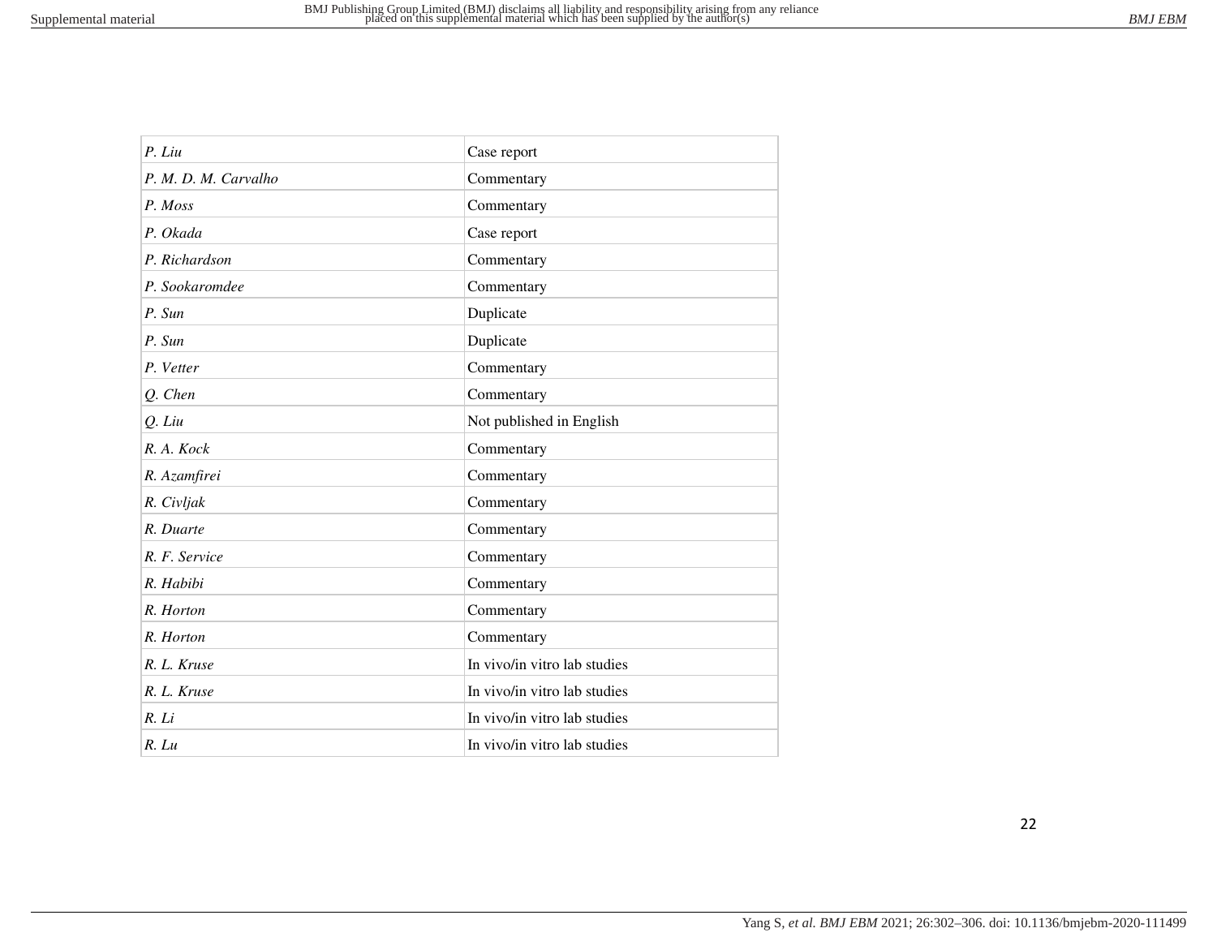| | |
|---|---|
| *P. Liu* | Case report |
| *P. M. D. M. Carvalho* | Commentary |
| *P. Moss* | Commentary |
| *P. Okada* | Case report |
| *P. Richardson* | Commentary |
| *P. Sookaromdee* | Commentary |
| *P. Sun* | Duplicate |
| *P. Sun* | Duplicate |
| *P. Vetter* | Commentary |
| *Q. Chen* | Commentary |
| *Q. Liu* | Not published in English |
| *R. A. Kock* | Commentary |
| *R. Azamfirei* | Commentary |
| *R. Civljak* | Commentary |
| *R. Duarte* | Commentary |
| *R. F. Service* | Commentary |
| *R. Habibi* | Commentary |
| *R. Horton* | Commentary |
| *R. Horton* | Commentary |
| *R. L. Kruse* | In vivo/in vitro lab studies |
| *R. L. Kruse* | In vivo/in vitro lab studies |
| *R. Li* | In vivo/in vitro lab studies |
| *R. Lu* | In vivo/in vitro lab studies |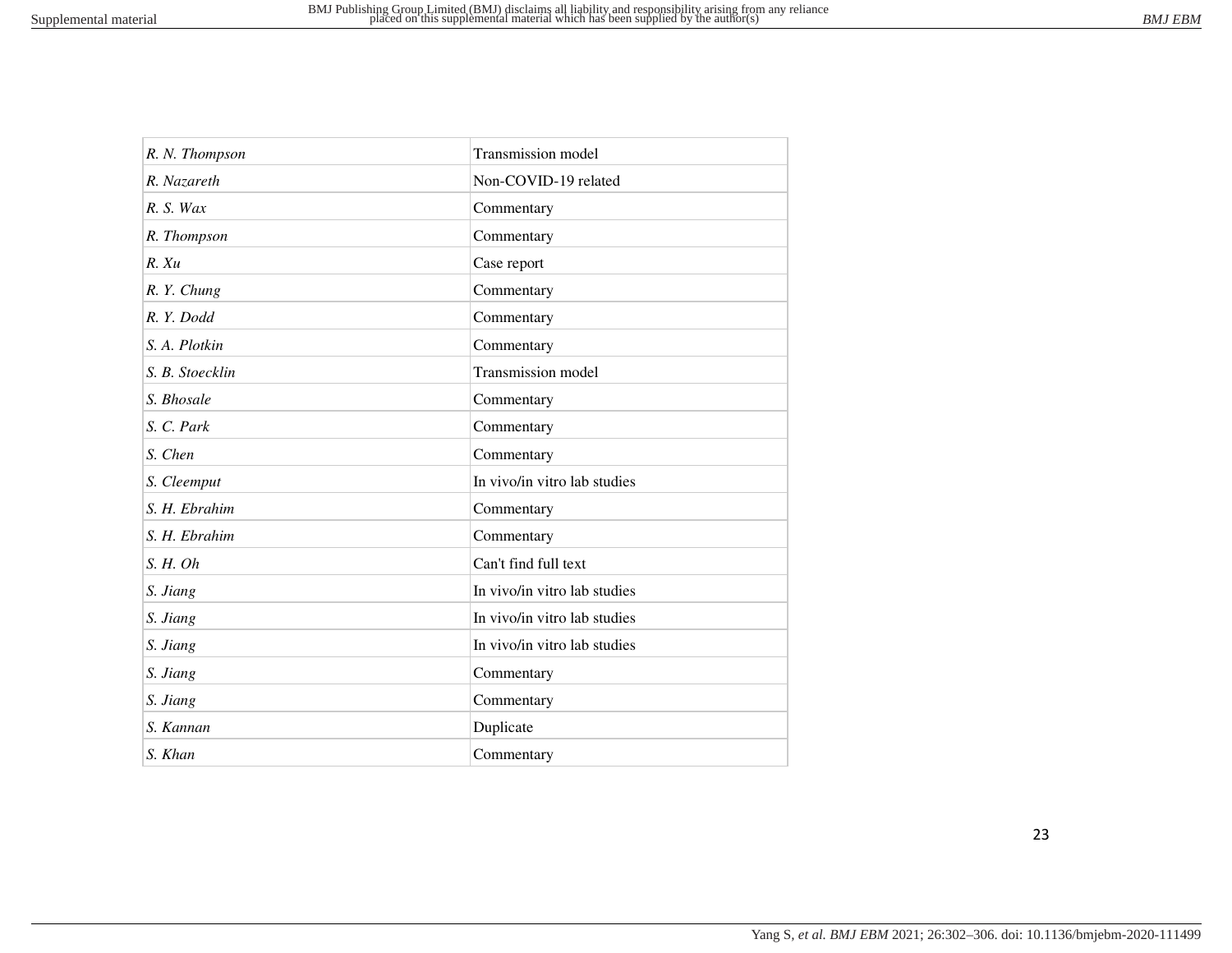| | |
|---|---|
| *R. N. Thompson* | Transmission model |
| *R. Nazareth* | Non-COVID-19 related |
| *R. S. Wax* | Commentary |
| *R. Thompson* | Commentary |
| *R. Xu* | Case report |
| *R. Y. Chung* | Commentary |
| *R. Y. Dodd* | Commentary |
| *S. A. Plotkin* | Commentary |
| *S. B. Stoecklin* | Transmission model |
| *S. Bhosale* | Commentary |
| *S. C. Park* | Commentary |
| *S. Chen* | Commentary |
| *S. Cleemput* | In vivo/in vitro lab studies |
| *S. H. Ebrahim* | Commentary |
| *S. H. Ebrahim* | Commentary |
| *S. H. Oh* | Can't find full text |
| *S. Jiang* | In vivo/in vitro lab studies |
| *S. Jiang* | In vivo/in vitro lab studies |
| *S. Jiang* | In vivo/in vitro lab studies |
| *S. Jiang* | Commentary |
| *S. Jiang* | Commentary |
| *S. Kannan* | Duplicate |
| *S. Khan* | Commentary |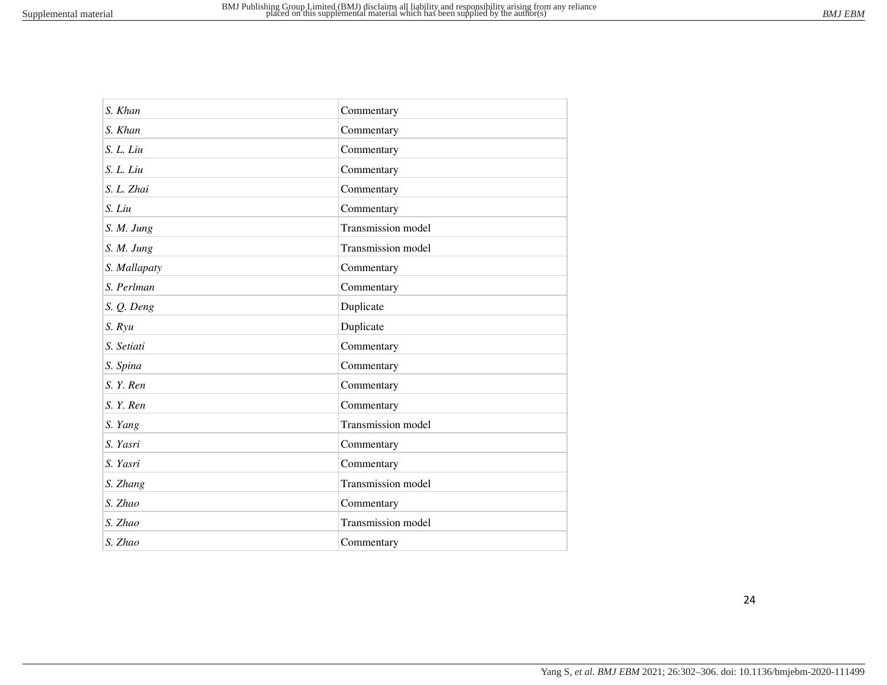| | |
|---|---|
| *S. Khan* | Commentary |
| *S. Khan* | Commentary |
| *S. L. Liu* | Commentary |
| *S. L. Liu* | Commentary |
| *S. L. Zhai* | Commentary |
| *S. Liu* | Commentary |
| *S. M. Jung* | Transmission model |
| *S. M. Jung* | Transmission model |
| *S. Mallapaty* | Commentary |
| *S. Perlman* | Commentary |
| *S. Q. Deng* | Duplicate |
| *S. Ryu* | Duplicate |
| *S. Setiati* | Commentary |
| *S. Spina* | Commentary |
| *S. Y. Ren* | Commentary |
| *S. Y. Ren* | Commentary |
| *S. Yang* | Transmission model |
| *S. Yasri* | Commentary |
| *S. Yasri* | Commentary |
| *S. Zhang* | Transmission model |
| *S. Zhao* | Commentary |
| *S. Zhao* | Transmission model |
| *S. Zhao* | Commentary |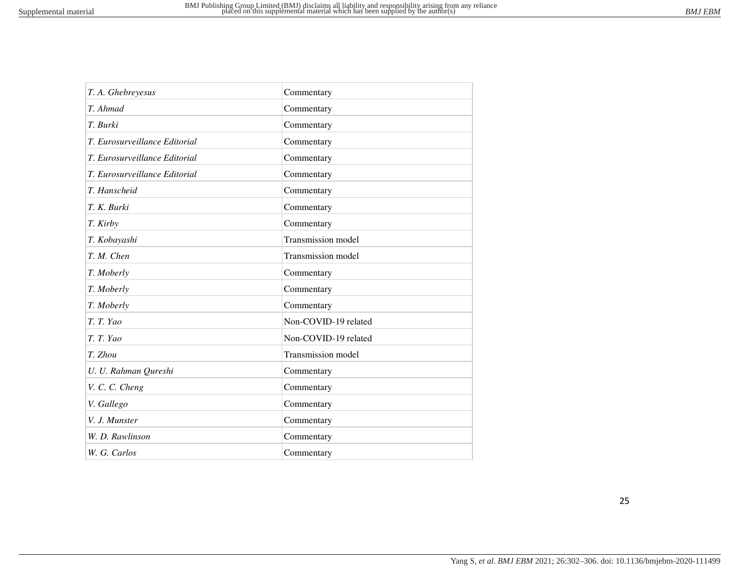| *T. A. Ghebreyesus* | Commentary |
|---|---|
| *T. Ahmad* | Commentary |
| *T. Burki* | Commentary |
| *T. Eurosurveillance Editorial* | Commentary |
| *T. Eurosurveillance Editorial* | Commentary |
| *T. Eurosurveillance Editorial* | Commentary |
| *T. Hanscheid* | Commentary |
| *T. K. Burki* | Commentary |
| *T. Kirby* | Commentary |
| *T. Kobayashi* | Transmission model |
| *T. M. Chen* | Transmission model |
| *T. Moberly* | Commentary |
| *T. Moberly* | Commentary |
| *T. Moberly* | Commentary |
| *T. T. Yao* | Non-COVID-19 related |
| *T. T. Yao* | Non-COVID-19 related |
| *T. Zhou* | Transmission model |
| *U. U. Rahman Qureshi* | Commentary |
| *V. C. C. Cheng* | Commentary |
| *V. Gallego* | Commentary |
| *V. J. Munster* | Commentary |
| *W. D. Rawlinson* | Commentary |
| *W. G. Carlos* | Commentary |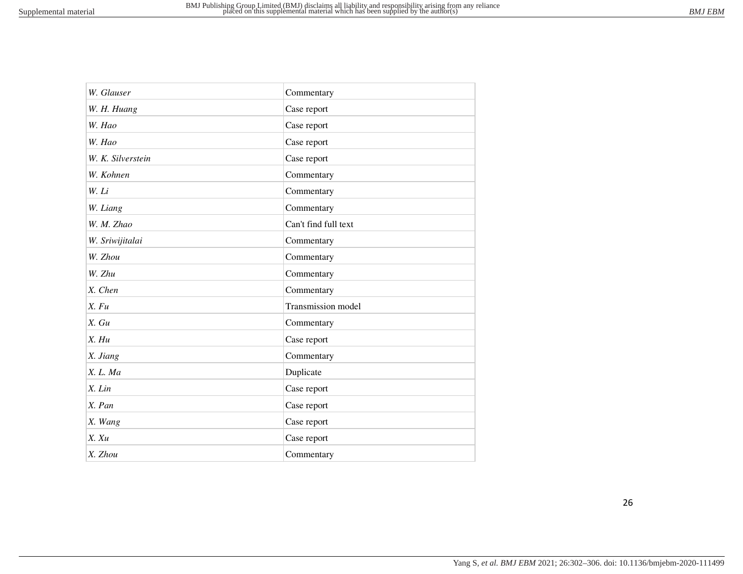| | |
|---|---|
| *W. Glauser* | Commentary |
| *W. H. Huang* | Case report |
| *W. Hao* | Case report |
| *W. Hao* | Case report |
| *W. K. Silverstein* | Case report |
| *W. Kohnen* | Commentary |
| *W. Li* | Commentary |
| *W. Liang* | Commentary |
| *W. M. Zhao* | Can't find full text |
| *W. Sriwijitalai* | Commentary |
| *W. Zhou* | Commentary |
| *W. Zhu* | Commentary |
| *X. Chen* | Commentary |
| *X. Fu* | Transmission model |
| *X. Gu* | Commentary |
| *X. Hu* | Case report |
| *X. Jiang* | Commentary |
| *X. L. Ma* | Duplicate |
| *X. Lin* | Case report |
| *X. Pan* | Case report |
| *X. Wang* | Case report |
| *X. Xu* | Case report |
| *X. Zhou* | Commentary |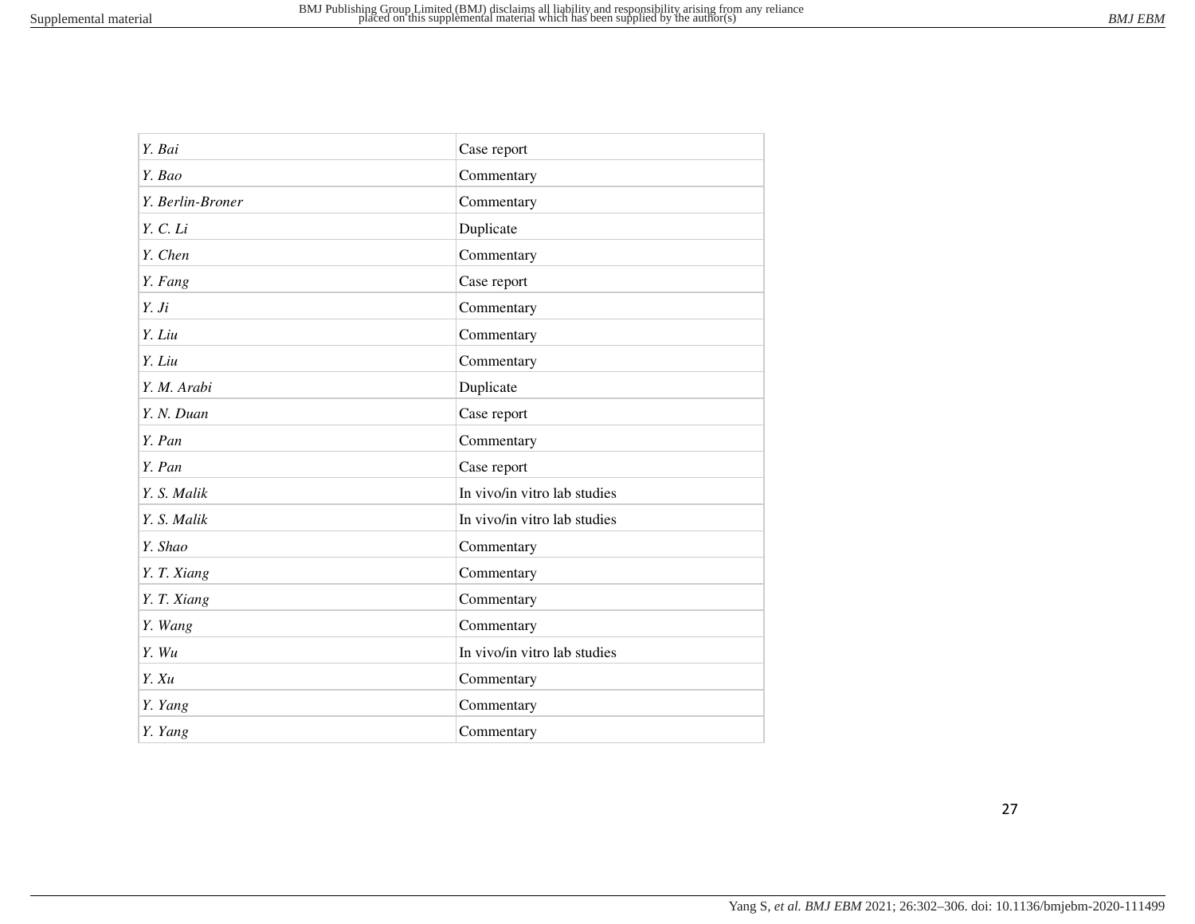| | |
|---|---|
| *Y. Bai* | Case report |
| *Y. Bao* | Commentary |
| *Y. Berlin-Broner* | Commentary |
| *Y. C. Li* | Duplicate |
| *Y. Chen* | Commentary |
| *Y. Fang* | Case report |
| *Y. Ji* | Commentary |
| *Y. Liu* | Commentary |
| *Y. Liu* | Commentary |
| *Y. M. Arabi* | Duplicate |
| *Y. N. Duan* | Case report |
| *Y. Pan* | Commentary |
| *Y. Pan* | Case report |
| *Y. S. Malik* | In vivo/in vitro lab studies |
| *Y. S. Malik* | In vivo/in vitro lab studies |
| *Y. Shao* | Commentary |
| *Y. T. Xiang* | Commentary |
| *Y. T. Xiang* | Commentary |
| *Y. Wang* | Commentary |
| *Y. Wu* | In vivo/in vitro lab studies |
| *Y. Xu* | Commentary |
| *Y. Yang* | Commentary |
| *Y. Yang* | Commentary |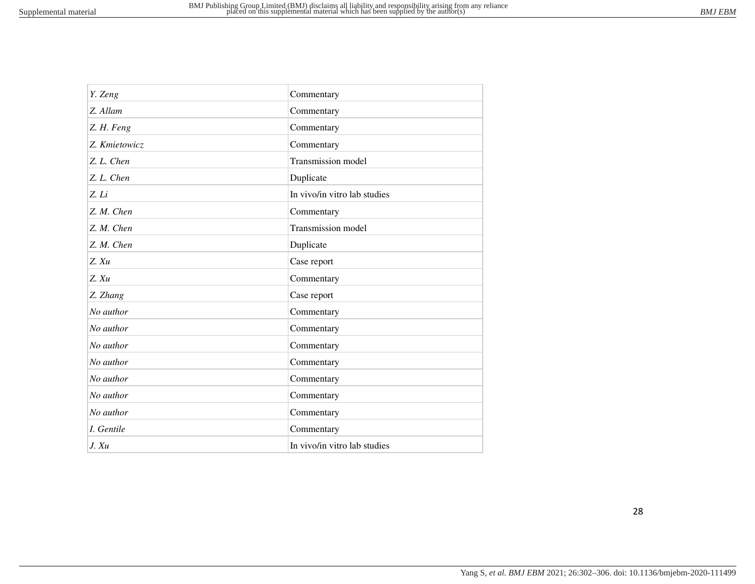| | |
|---|---|
| *Y. Zeng* | Commentary |
| *Z. Allam* | Commentary |
| *Z. H. Feng* | Commentary |
| *Z. Kmietowicz* | Commentary |
| *Z. L. Chen* | Transmission model |
| *Z. L. Chen* | Duplicate |
| *Z. Li* | In vivo/in vitro lab studies |
| *Z. M. Chen* | Commentary |
| *Z. M. Chen* | Transmission model |
| *Z. M. Chen* | Duplicate |
| *Z. Xu* | Case report |
| *Z. Xu* | Commentary |
| *Z. Zhang* | Case report |
| *No author* | Commentary |
| *No author* | Commentary |
| *No author* | Commentary |
| *No author* | Commentary |
| *No author* | Commentary |
| *No author* | Commentary |
| *No author* | Commentary |
| *I. Gentile* | Commentary |
| *J. Xu* | In vivo/in vitro lab studies |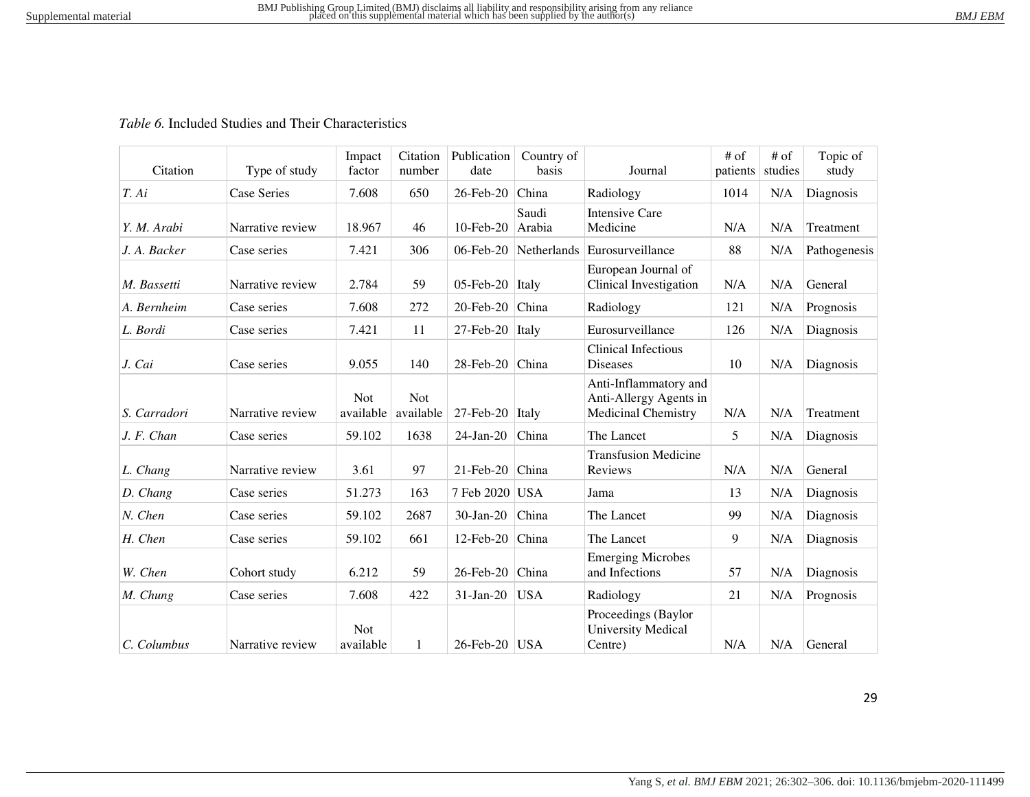*Table 6.* Included Studies and Their Characteristics

| Citation | Type of study | Impact factor | Citation number | Publication date | Country of basis | Journal | # of patients | # of studies | Topic of study |
|---|---|---|---|---|---|---|---|---|---|
| *T. Ai* | Case Series | 7.608 | 650 | 26-Feb-20 | China | Radiology | 1014 | N/A | Diagnosis |
| *Y. M. Arabi* | Narrative review | 18.967 | 46 | 10-Feb-20 | Saudi Arabia | Intensive Care Medicine | N/A | N/A | Treatment |
| *J. A. Backer* | Case series | 7.421 | 306 | 06-Feb-20 | Netherlands | Eurosurveillance | 88 | N/A | Pathogenesis |
| *M. Bassetti* | Narrative review | 2.784 | 59 | 05-Feb-20 | Italy | European Journal of Clinical Investigation | N/A | N/A | General |
| *A. Bernheim* | Case series | 7.608 | 272 | 20-Feb-20 | China | Radiology | 121 | N/A | Prognosis |
| *L. Bordi* | Case series | 7.421 | 11 | 27-Feb-20 | Italy | Eurosurveillance | 126 | N/A | Diagnosis |
| *J. Cai* | Case series | 9.055 | 140 | 28-Feb-20 | China | Clinical Infectious Diseases | 10 | N/A | Diagnosis |
| *S. Carradori* | Narrative review | Not available | Not available | 27-Feb-20 | Italy | Anti-Inflammatory and Anti-Allergy Agents in Medicinal Chemistry | N/A | N/A | Treatment |
| *J. F. Chan* | Case series | 59.102 | 1638 | 24-Jan-20 | China | The Lancet | 5 | N/A | Diagnosis |
| *L. Chang* | Narrative review | 3.61 | 97 | 21-Feb-20 | China | Transfusion Medicine Reviews | N/A | N/A | General |
| *D. Chang* | Case series | 51.273 | 163 | 7 Feb 2020 | USA | Jama | 13 | N/A | Diagnosis |
| *N. Chen* | Case series | 59.102 | 2687 | 30-Jan-20 | China | The Lancet | 99 | N/A | Diagnosis |
| *H. Chen* | Case series | 59.102 | 661 | 12-Feb-20 | China | The Lancet | 9 | N/A | Diagnosis |
| *W. Chen* | Cohort study | 6.212 | 59 | 26-Feb-20 | China | Emerging Microbes and Infections | 57 | N/A | Diagnosis |
| *M. Chung* | Case series | 7.608 | 422 | 31-Jan-20 | USA | Radiology | 21 | N/A | Prognosis |
| *C. Columbus* | Narrative review | Not available | 1 | 26-Feb-20 | USA | Proceedings (Baylor University Medical Centre) | N/A | N/A | General |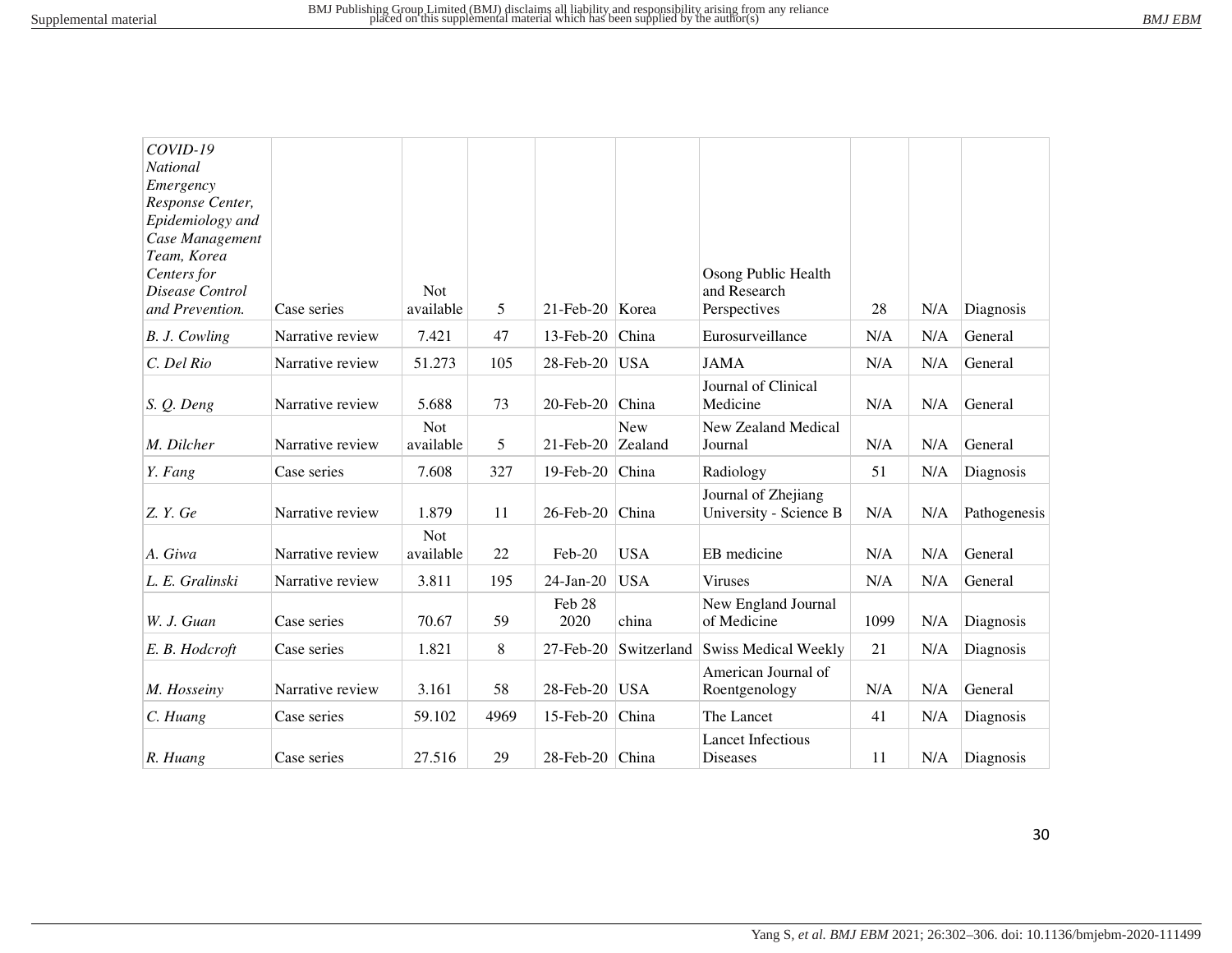| | | | | | | | | | |
|---|---|---|---|---|---|---|---|---|---|
| *COVID-19 National Emergency Response Center, Epidemiology and Case Management Team, Korea Centers for Disease Control and Prevention.* | Case series | Not available | 5 | 21-Feb-20 | Korea | Osong Public Health and Research Perspectives | 28 | N/A | Diagnosis |
| *B. J. Cowling* | Narrative review | 7.421 | 47 | 13-Feb-20 | China | Eurosurveillance | N/A | N/A | General |
| *C. Del Rio* | Narrative review | 51.273 | 105 | 28-Feb-20 | USA | JAMA | N/A | N/A | General |
| *S. Q. Deng* | Narrative review | 5.688 | 73 | 20-Feb-20 | China | Journal of Clinical Medicine | N/A | N/A | General |
| *M. Dilcher* | Narrative review | Not available | 5 | 21-Feb-20 | New Zealand | New Zealand Medical Journal | N/A | N/A | General |
| *Y. Fang* | Case series | 7.608 | 327 | 19-Feb-20 | China | Radiology | 51 | N/A | Diagnosis |
| *Z. Y. Ge* | Narrative review | 1.879 | 11 | 26-Feb-20 | China | Journal of Zhejiang University - Science B | N/A | N/A | Pathogenesis |
| *A. Giwa* | Narrative review | Not available | 22 | Feb-20 | USA | EB medicine | N/A | N/A | General |
| *L. E. Gralinski* | Narrative review | 3.811 | 195 | 24-Jan-20 | USA | Viruses | N/A | N/A | General |
| *W. J. Guan* | Case series | 70.67 | 59 | Feb 28 2020 | china | New England Journal of Medicine | 1099 | N/A | Diagnosis |
| *E. B. Hodcroft* | Case series | 1.821 | 8 | 27-Feb-20 | Switzerland | Swiss Medical Weekly | 21 | N/A | Diagnosis |
| *M. Hosseiny* | Narrative review | 3.161 | 58 | 28-Feb-20 | USA | American Journal of Roentgenology | N/A | N/A | General |
| *C. Huang* | Case series | 59.102 | 4969 | 15-Feb-20 | China | The Lancet | 41 | N/A | Diagnosis |
| *R. Huang* | Case series | 27.516 | 29 | 28-Feb-20 | China | Lancet Infectious Diseases | 11 | N/A | Diagnosis |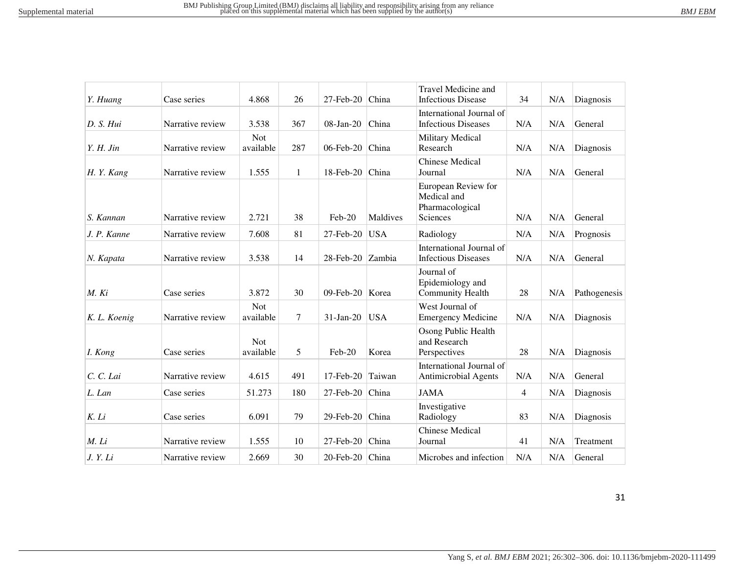| | | | | | | | | | |
|---|---|---|---|---|---|---|---|---|---|
| *Y. Huang* | Case series | 4.868 | 26 | 27-Feb-20 | China | Travel Medicine and Infectious Disease | 34 | N/A | Diagnosis |
| *D. S. Hui* | Narrative review | 3.538 | 367 | 08-Jan-20 | China | International Journal of Infectious Diseases | N/A | N/A | General |
| *Y. H. Jin* | Narrative review | Not available | 287 | 06-Feb-20 | China | Military Medical Research | N/A | N/A | Diagnosis |
| *H. Y. Kang* | Narrative review | 1.555 | 1 | 18-Feb-20 | China | Chinese Medical Journal | N/A | N/A | General |
| *S. Kannan* | Narrative review | 2.721 | 38 | Feb-20 | Maldives | European Review for Medical and Pharmacological Sciences | N/A | N/A | General |
| *J. P. Kanne* | Narrative review | 7.608 | 81 | 27-Feb-20 | USA | Radiology | N/A | N/A | Prognosis |
| *N. Kapata* | Narrative review | 3.538 | 14 | 28-Feb-20 | Zambia | International Journal of Infectious Diseases | N/A | N/A | General |
| *M. Ki* | Case series | 3.872 | 30 | 09-Feb-20 | Korea | Journal of Epidemiology and Community Health | 28 | N/A | Pathogenesis |
| *K. L. Koenig* | Narrative review | Not available | 7 | 31-Jan-20 | USA | West Journal of Emergency Medicine | N/A | N/A | Diagnosis |
| *I. Kong* | Case series | Not available | 5 | Feb-20 | Korea | Osong Public Health and Research Perspectives | 28 | N/A | Diagnosis |
| *C. C. Lai* | Narrative review | 4.615 | 491 | 17-Feb-20 | Taiwan | International Journal of Antimicrobial Agents | N/A | N/A | General |
| *L. Lan* | Case series | 51.273 | 180 | 27-Feb-20 | China | JAMA | 4 | N/A | Diagnosis |
| *K. Li* | Case series | 6.091 | 79 | 29-Feb-20 | China | Investigative Radiology | 83 | N/A | Diagnosis |
| *M. Li* | Narrative review | 1.555 | 10 | 27-Feb-20 | China | Chinese Medical Journal | 41 | N/A | Treatment |
| *J. Y. Li* | Narrative review | 2.669 | 30 | 20-Feb-20 | China | Microbes and infection | N/A | N/A | General |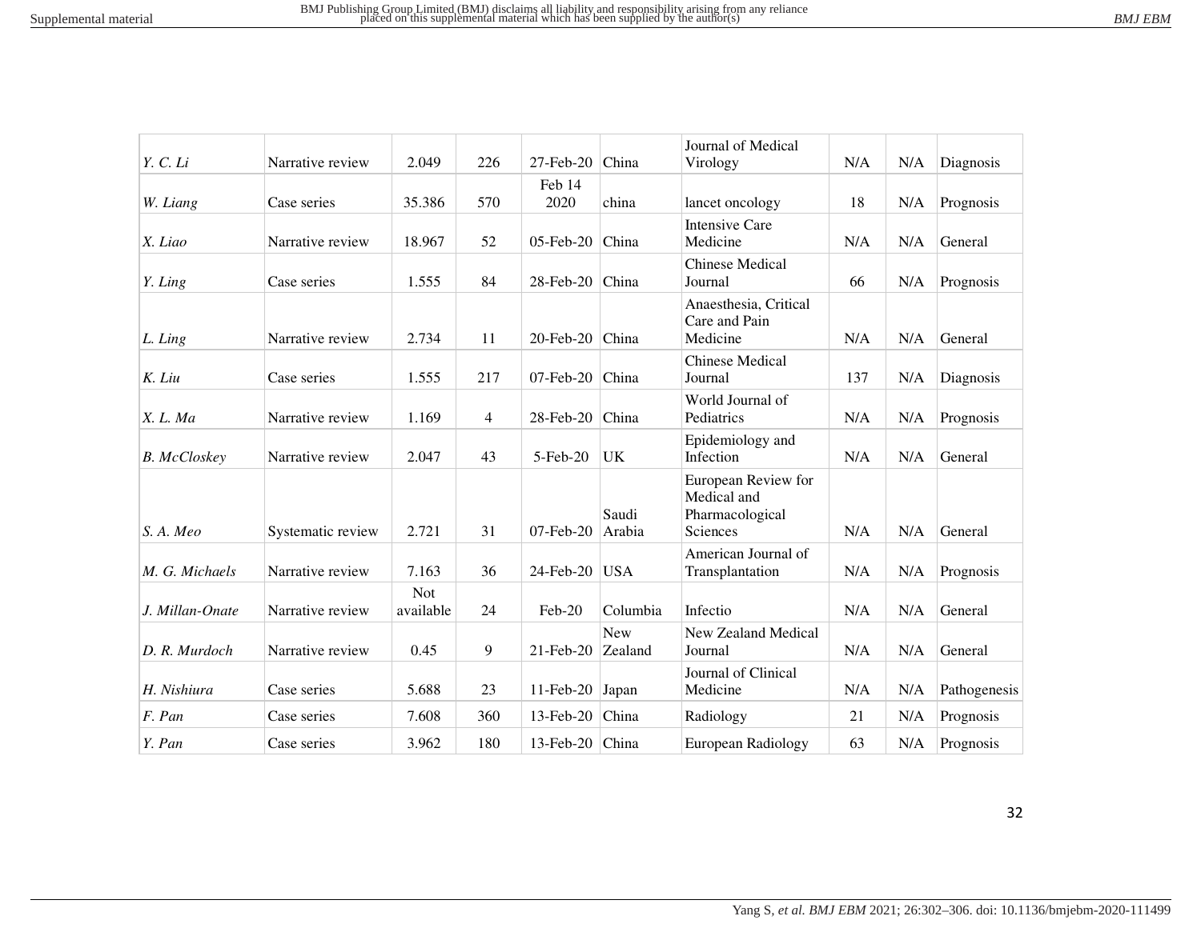| | | | | | | | | | |
|---|---|---|---|---|---|---|---|---|---|
| *Y. C. Li* | Narrative review | 2.049 | 226 | 27-Feb-20 | China | Journal of Medical Virology | N/A | N/A | Diagnosis |
| *W. Liang* | Case series | 35.386 | 570 | Feb 14 2020 | china | lancet oncology | 18 | N/A | Prognosis |
| *X. Liao* | Narrative review | 18.967 | 52 | 05-Feb-20 | China | Intensive Care Medicine | N/A | N/A | General |
| *Y. Ling* | Case series | 1.555 | 84 | 28-Feb-20 | China | Chinese Medical Journal | 66 | N/A | Prognosis |
| *L. Ling* | Narrative review | 2.734 | 11 | 20-Feb-20 | China | Anaesthesia, Critical Care and Pain Medicine | N/A | N/A | General |
| *K. Liu* | Case series | 1.555 | 217 | 07-Feb-20 | China | Chinese Medical Journal | 137 | N/A | Diagnosis |
| *X. L. Ma* | Narrative review | 1.169 | 4 | 28-Feb-20 | China | World Journal of Pediatrics | N/A | N/A | Prognosis |
| *B. McCloskey* | Narrative review | 2.047 | 43 | 5-Feb-20 | UK | Epidemiology and Infection | N/A | N/A | General |
| *S. A. Meo* | Systematic review | 2.721 | 31 | 07-Feb-20 | Saudi Arabia | European Review for Medical and Pharmacological Sciences | N/A | N/A | General |
| *M. G. Michaels* | Narrative review | 7.163 | 36 | 24-Feb-20 | USA | American Journal of Transplantation | N/A | N/A | Prognosis |
| *J. Millan-Onate* | Narrative review | Not available | 24 | Feb-20 | Columbia | Infectio | N/A | N/A | General |
| *D. R. Murdoch* | Narrative review | 0.45 | 9 | 21-Feb-20 | New Zealand | New Zealand Medical Journal | N/A | N/A | General |
| *H. Nishiura* | Case series | 5.688 | 23 | 11-Feb-20 | Japan | Journal of Clinical Medicine | N/A | N/A | Pathogenesis |
| *F. Pan* | Case series | 7.608 | 360 | 13-Feb-20 | China | Radiology | 21 | N/A | Prognosis |
| *Y. Pan* | Case series | 3.962 | 180 | 13-Feb-20 | China | European Radiology | 63 | N/A | Prognosis |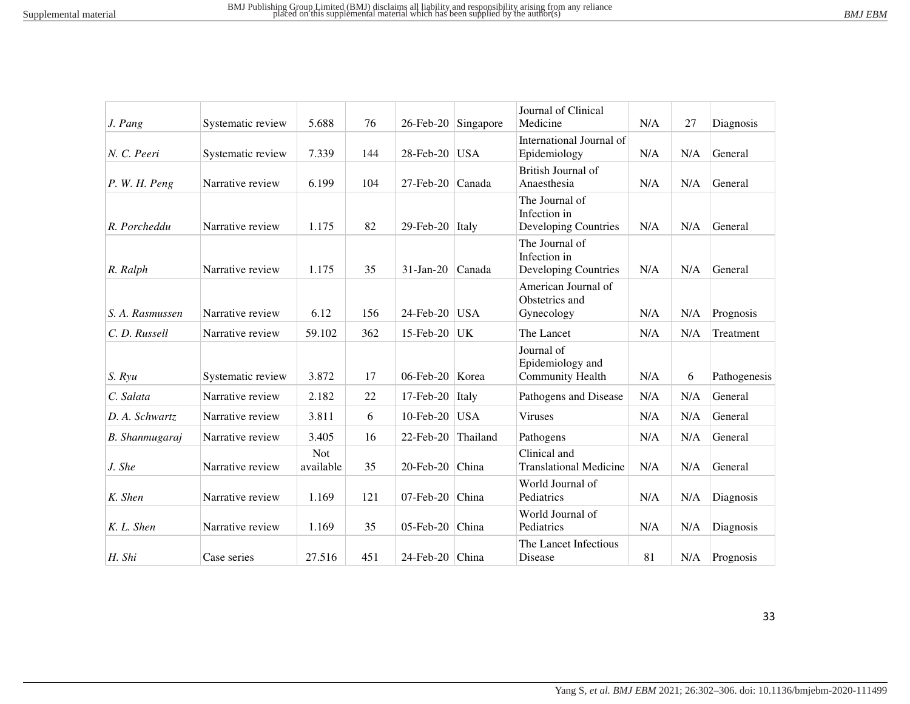| | | | | | | | | | |
|---|---|---|---|---|---|---|---|---|---|
| *J. Pang* | Systematic review | 5.688 | 76 | 26-Feb-20 | Singapore | Journal of Clinical Medicine | N/A | 27 | Diagnosis |
| *N. C. Peeri* | Systematic review | 7.339 | 144 | 28-Feb-20 | USA | International Journal of Epidemiology | N/A | N/A | General |
| *P. W. H. Peng* | Narrative review | 6.199 | 104 | 27-Feb-20 | Canada | British Journal of Anaesthesia | N/A | N/A | General |
| *R. Porcheddu* | Narrative review | 1.175 | 82 | 29-Feb-20 | Italy | The Journal of Infection in Developing Countries | N/A | N/A | General |
| *R. Ralph* | Narrative review | 1.175 | 35 | 31-Jan-20 | Canada | The Journal of Infection in Developing Countries | N/A | N/A | General |
| *S. A. Rasmussen* | Narrative review | 6.12 | 156 | 24-Feb-20 | USA | American Journal of Obstetrics and Gynecology | N/A | N/A | Prognosis |
| *C. D. Russell* | Narrative review | 59.102 | 362 | 15-Feb-20 | UK | The Lancet | N/A | N/A | Treatment |
| *S. Ryu* | Systematic review | 3.872 | 17 | 06-Feb-20 | Korea | Journal of Epidemiology and Community Health | N/A | 6 | Pathogenesis |
| *C. Salata* | Narrative review | 2.182 | 22 | 17-Feb-20 | Italy | Pathogens and Disease | N/A | N/A | General |
| *D. A. Schwartz* | Narrative review | 3.811 | 6 | 10-Feb-20 | USA | Viruses | N/A | N/A | General |
| *B. Shanmugaraj* | Narrative review | 3.405 | 16 | 22-Feb-20 | Thailand | Pathogens | N/A | N/A | General |
| *J. She* | Narrative review | Not available | 35 | 20-Feb-20 | China | Clinical and Translational Medicine | N/A | N/A | General |
| *K. Shen* | Narrative review | 1.169 | 121 | 07-Feb-20 | China | World Journal of Pediatrics | N/A | N/A | Diagnosis |
| *K. L. Shen* | Narrative review | 1.169 | 35 | 05-Feb-20 | China | World Journal of Pediatrics | N/A | N/A | Diagnosis |
| *H. Shi* | Case series | 27.516 | 451 | 24-Feb-20 | China | The Lancet Infectious Disease | 81 | N/A | Prognosis |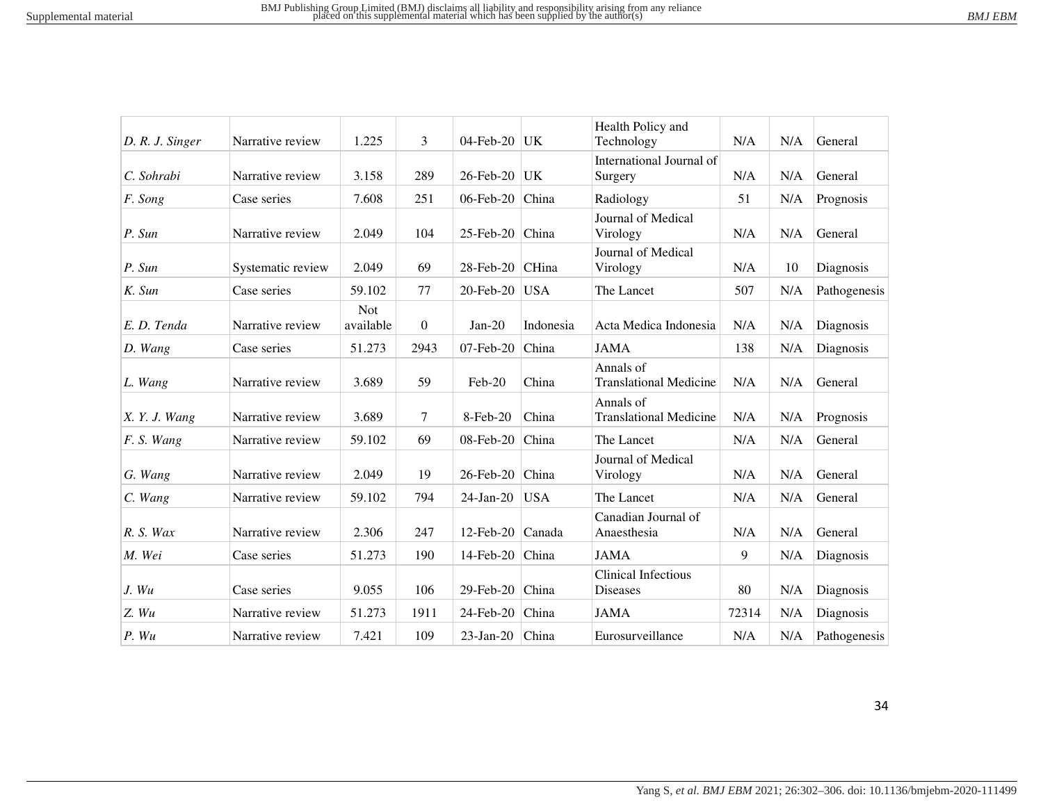| | | | | | | | | | |
|---|---|---|---|---|---|---|---|---|---|
| *D. R. J. Singer* | Narrative review | 1.225 | 3 | 04-Feb-20 | UK | Health Policy and Technology | N/A | N/A | General |
| *C. Sohrabi* | Narrative review | 3.158 | 289 | 26-Feb-20 | UK | International Journal of Surgery | N/A | N/A | General |
| *F. Song* | Case series | 7.608 | 251 | 06-Feb-20 | China | Radiology | 51 | N/A | Prognosis |
| *P. Sun* | Narrative review | 2.049 | 104 | 25-Feb-20 | China | Journal of Medical Virology | N/A | N/A | General |
| *P. Sun* | Systematic review | 2.049 | 69 | 28-Feb-20 | CHina | Journal of Medical Virology | N/A | 10 | Diagnosis |
| *K. Sun* | Case series | 59.102 | 77 | 20-Feb-20 | USA | The Lancet | 507 | N/A | Pathogenesis |
| *E. D. Tenda* | Narrative review | Not available | 0 | Jan-20 | Indonesia | Acta Medica Indonesia | N/A | N/A | Diagnosis |
| *D. Wang* | Case series | 51.273 | 2943 | 07-Feb-20 | China | JAMA | 138 | N/A | Diagnosis |
| *L. Wang* | Narrative review | 3.689 | 59 | Feb-20 | China | Annals of Translational Medicine | N/A | N/A | General |
| *X. Y. J. Wang* | Narrative review | 3.689 | 7 | 8-Feb-20 | China | Annals of Translational Medicine | N/A | N/A | Prognosis |
| *F. S. Wang* | Narrative review | 59.102 | 69 | 08-Feb-20 | China | The Lancet | N/A | N/A | General |
| *G. Wang* | Narrative review | 2.049 | 19 | 26-Feb-20 | China | Journal of Medical Virology | N/A | N/A | General |
| *C. Wang* | Narrative review | 59.102 | 794 | 24-Jan-20 | USA | The Lancet | N/A | N/A | General |
| *R. S. Wax* | Narrative review | 2.306 | 247 | 12-Feb-20 | Canada | Canadian Journal of Anaesthesia | N/A | N/A | General |
| *M. Wei* | Case series | 51.273 | 190 | 14-Feb-20 | China | JAMA | 9 | N/A | Diagnosis |
| *J. Wu* | Case series | 9.055 | 106 | 29-Feb-20 | China | Clinical Infectious Diseases | 80 | N/A | Diagnosis |
| *Z. Wu* | Narrative review | 51.273 | 1911 | 24-Feb-20 | China | JAMA | 72314 | N/A | Diagnosis |
| *P. Wu* | Narrative review | 7.421 | 109 | 23-Jan-20 | China | Eurosurveillance | N/A | N/A | Pathogenesis |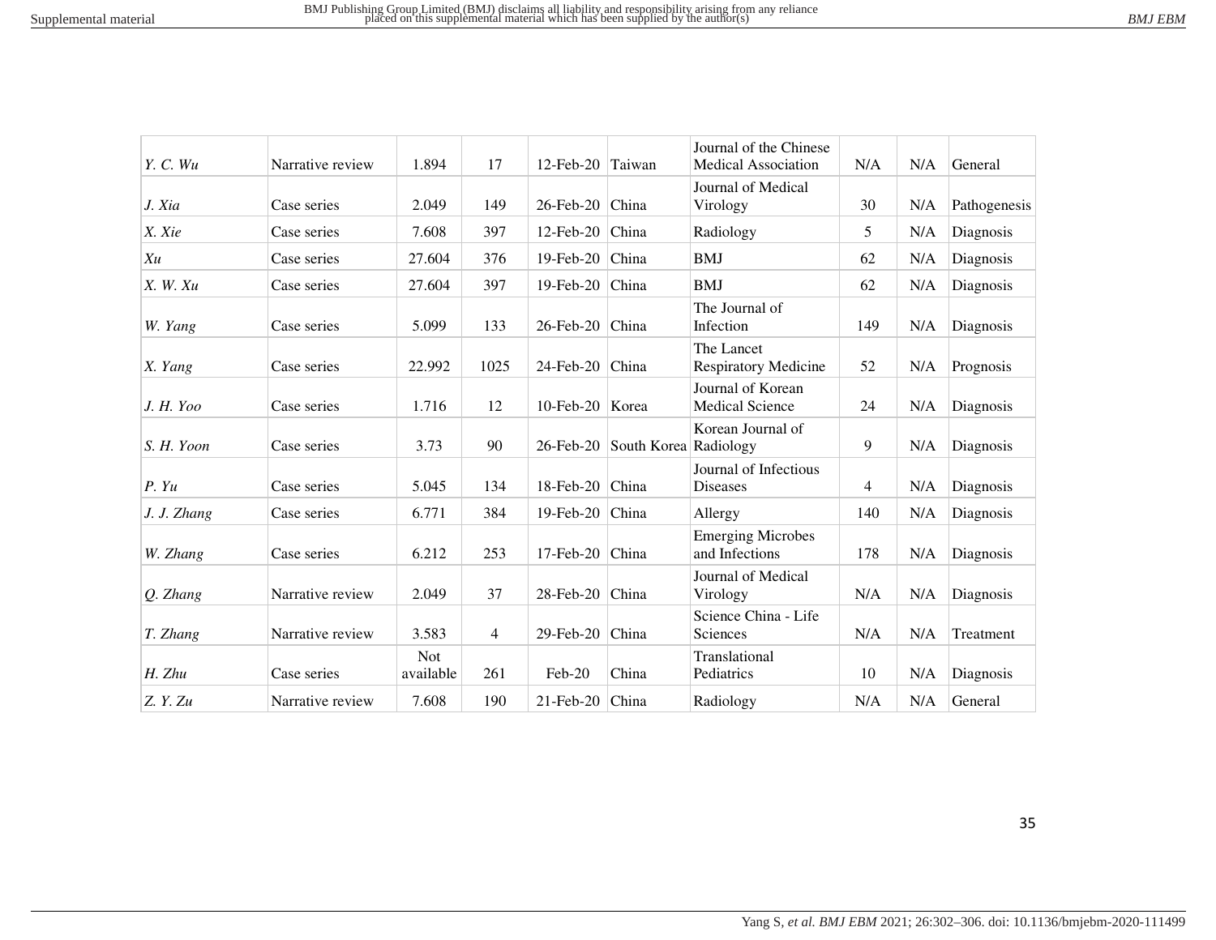| | | | | | | | | | |
|---|---|---|---|---|---|---|---|---|---|
| *Y. C. Wu* | Narrative review | 1.894 | 17 | 12-Feb-20 | Taiwan | Journal of the Chinese Medical Association | N/A | N/A | General |
| *J. Xia* | Case series | 2.049 | 149 | 26-Feb-20 | China | Journal of Medical Virology | 30 | N/A | Pathogenesis |
| *X. Xie* | Case series | 7.608 | 397 | 12-Feb-20 | China | Radiology | 5 | N/A | Diagnosis |
| *Xu* | Case series | 27.604 | 376 | 19-Feb-20 | China | BMJ | 62 | N/A | Diagnosis |
| *X. W. Xu* | Case series | 27.604 | 397 | 19-Feb-20 | China | BMJ | 62 | N/A | Diagnosis |
| *W. Yang* | Case series | 5.099 | 133 | 26-Feb-20 | China | The Journal of Infection | 149 | N/A | Diagnosis |
| *X. Yang* | Case series | 22.992 | 1025 | 24-Feb-20 | China | The Lancet Respiratory Medicine | 52 | N/A | Prognosis |
| *J. H. Yoo* | Case series | 1.716 | 12 | 10-Feb-20 | Korea | Journal of Korean Medical Science | 24 | N/A | Diagnosis |
| *S. H. Yoon* | Case series | 3.73 | 90 | 26-Feb-20 | South Korea | Korean Journal of Radiology | 9 | N/A | Diagnosis |
| *P. Yu* | Case series | 5.045 | 134 | 18-Feb-20 | China | Journal of Infectious Diseases | 4 | N/A | Diagnosis |
| *J. J. Zhang* | Case series | 6.771 | 384 | 19-Feb-20 | China | Allergy | 140 | N/A | Diagnosis |
| *W. Zhang* | Case series | 6.212 | 253 | 17-Feb-20 | China | Emerging Microbes and Infections | 178 | N/A | Diagnosis |
| *Q. Zhang* | Narrative review | 2.049 | 37 | 28-Feb-20 | China | Journal of Medical Virology | N/A | N/A | Diagnosis |
| *T. Zhang* | Narrative review | 3.583 | 4 | 29-Feb-20 | China | Science China - Life Sciences | N/A | N/A | Treatment |
| *H. Zhu* | Case series | Not available | 261 | Feb-20 | China | Translational Pediatrics | 10 | N/A | Diagnosis |
| *Z. Y. Zu* | Narrative review | 7.608 | 190 | 21-Feb-20 | China | Radiology | N/A | N/A | General |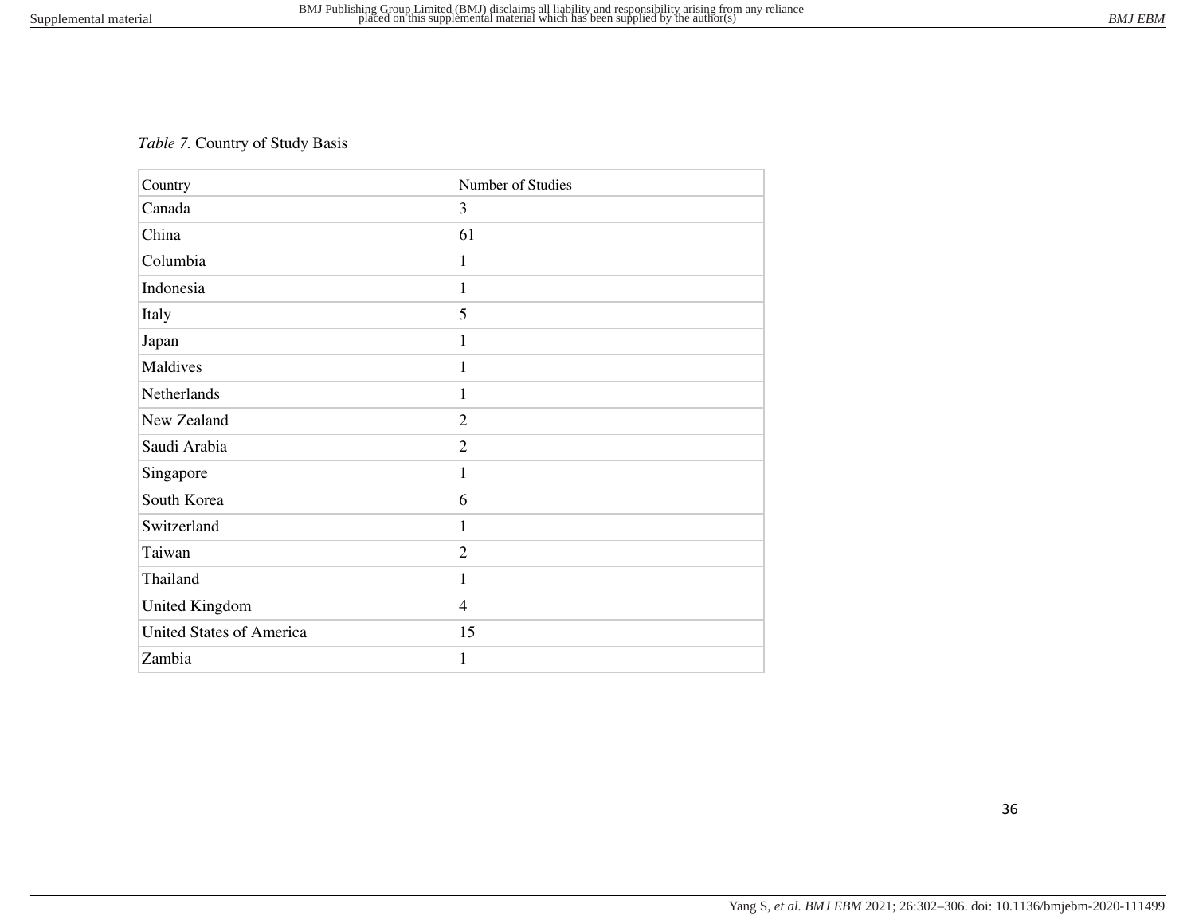*Table 7.* Country of Study Basis

| Country | Number of Studies |
|---|---|
| Canada | 3 |
| China | 61 |
| Columbia | 1 |
| Indonesia | 1 |
| Italy | 5 |
| Japan | 1 |
| Maldives | 1 |
| Netherlands | 1 |
| New Zealand | 2 |
| Saudi Arabia | 2 |
| Singapore | 1 |
| South Korea | 6 |
| Switzerland | 1 |
| Taiwan | 2 |
| Thailand | 1 |
| United Kingdom | 4 |
| United States of America | 15 |
| Zambia | 1 |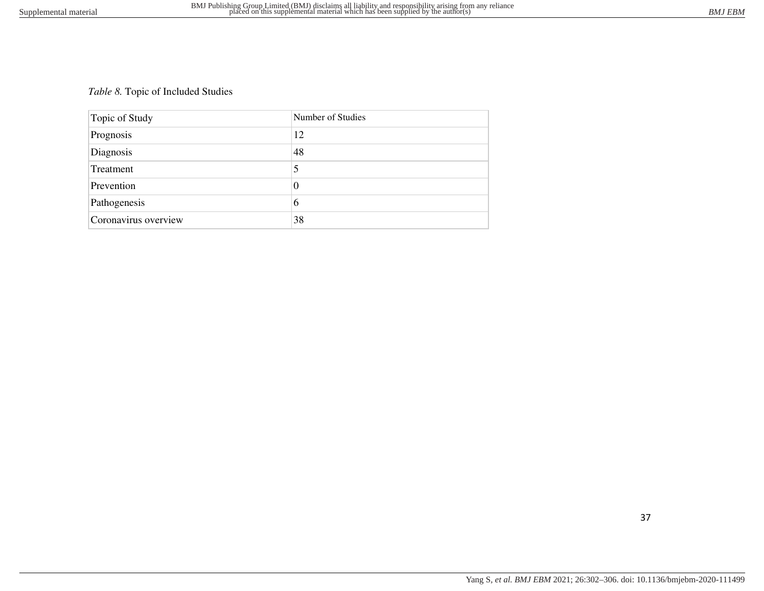*Table 8.* Topic of Included Studies

| Topic of Study | Number of Studies |
| --- | --- |
| Prognosis | 12 |
| Diagnosis | 48 |
| Treatment | 5 |
| Prevention | 0 |
| Pathogenesis | 6 |
| Coronavirus overview | 38 |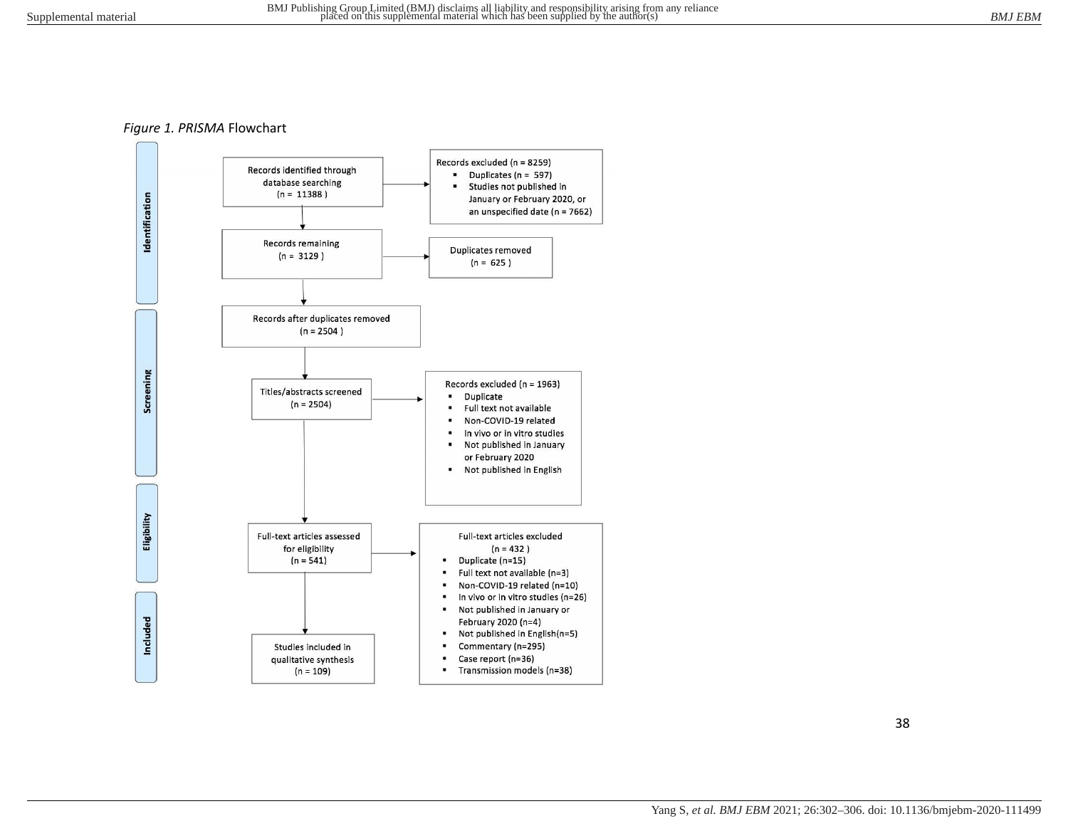*Figure 1. PRISMA* Flowchart

**Identification**

Records identified through database searching (n = 11388)

→ Records excluded (n = 8259)
- Duplicates (n = 597)
- Studies not published in January or February 2020, or an unspecified date (n = 7662)

Records remaining (n = 3129)

→ Duplicates removed (n = 625)

**Screening**

Records after duplicates removed (n = 2504)

Titles/abstracts screened (n = 2504)

→ Records excluded (n = 1963)
- Duplicate
- Full text not available
- Non-COVID-19 related
- In vivo or in vitro studies
- Not published in January or February 2020
- Not published in English

**Eligibility**

Full-text articles assessed for eligibility (n = 541)

→ Full-text articles excluded (n = 432)
- Duplicate (n=15)
- Full text not available (n=3)
- Non-COVID-19 related (n=10)
- In vivo or in vitro studies (n=26)
- Not published in January or February 2020 (n=4)
- Not published in English(n=5)
- Commentary (n=295)
- Case report (n=36)
- Transmission models (n=38)

**Included**

Studies included in qualitative synthesis (n = 109)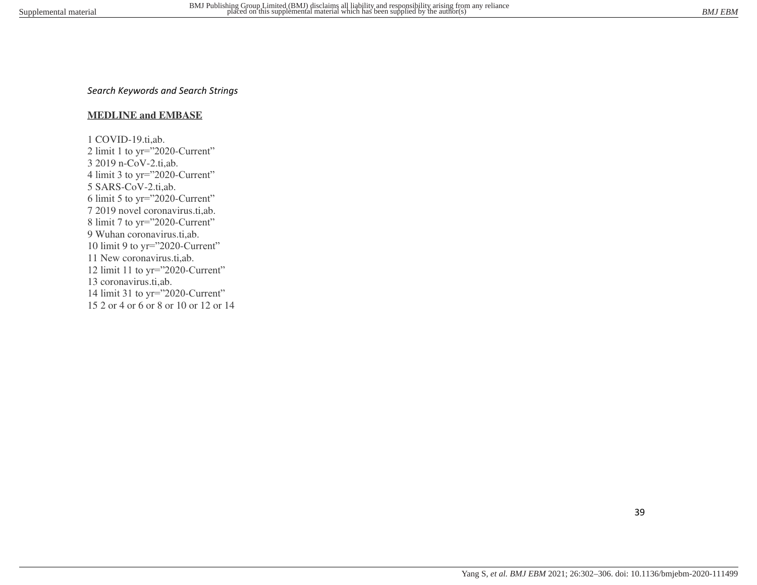*Search Keywords and Search Strings*

**MEDLINE and EMBASE**

1 COVID-19.ti,ab.
2 limit 1 to yr="2020-Current"
3 2019 n-CoV-2.ti,ab.
4 limit 3 to yr="2020-Current"
5 SARS-CoV-2.ti,ab.
6 limit 5 to yr="2020-Current"
7 2019 novel coronavirus.ti,ab.
8 limit 7 to yr="2020-Current"
9 Wuhan coronavirus.ti,ab.
10 limit 9 to yr="2020-Current"
11 New coronavirus.ti,ab.
12 limit 11 to yr="2020-Current"
13 coronavirus.ti,ab.
14 limit 31 to yr="2020-Current"
15 2 or 4 or 6 or 8 or 10 or 12 or 14